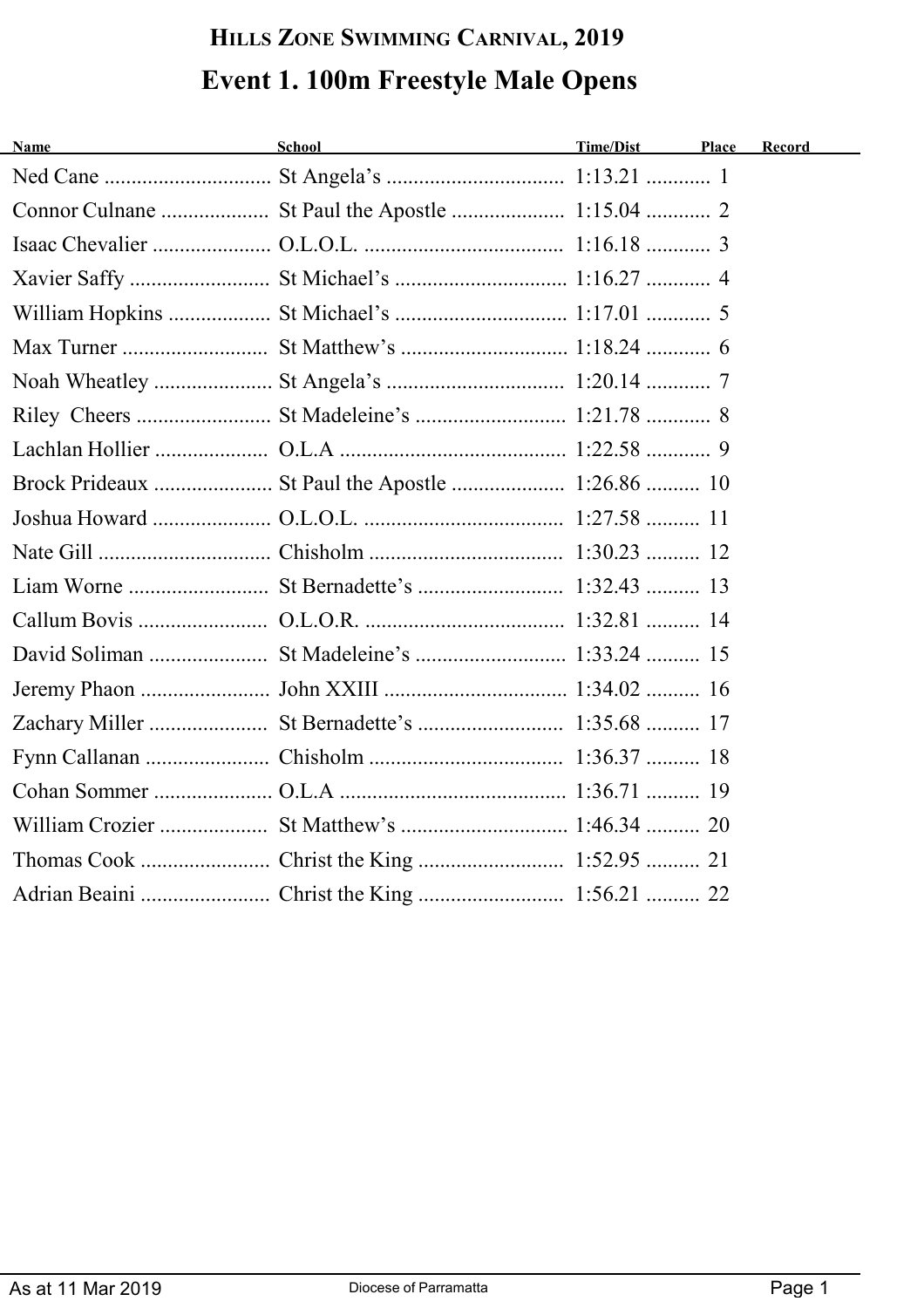# Hills Zone Swimming Carnival, 2019

## Event 1. 100m Freestyle Male Opens

| Name | School | Time/Dist | Place | Record |
|---|---|---|---|---|
| Ned Cane | St Angela's | 1:13.21 | 1 | |
| Connor Culnane | St Paul the Apostle | 1:15.04 | 2 | |
| Isaac Chevalier | O.L.O.L. | 1:16.18 | 3 | |
| Xavier Saffy | St Michael's | 1:16.27 | 4 | |
| William Hopkins | St Michael's | 1:17.01 | 5 | |
| Max Turner | St Matthew's | 1:18.24 | 6 | |
| Noah Wheatley | St Angela's | 1:20.14 | 7 | |
| Riley Cheers | St Madeleine's | 1:21.78 | 8 | |
| Lachlan Hollier | O.L.A | 1:22.58 | 9 | |
| Brock Prideaux | St Paul the Apostle | 1:26.86 | 10 | |
| Joshua Howard | O.L.O.L. | 1:27.58 | 11 | |
| Nate Gill | Chisholm | 1:30.23 | 12 | |
| Liam Worne | St Bernadette's | 1:32.43 | 13 | |
| Callum Bovis | O.L.O.R. | 1:32.81 | 14 | |
| David Soliman | St Madeleine's | 1:33.24 | 15 | |
| Jeremy Phaon | John XXIII | 1:34.02 | 16 | |
| Zachary Miller | St Bernadette's | 1:35.68 | 17 | |
| Fynn Callanan | Chisholm | 1:36.37 | 18 | |
| Cohan Sommer | O.L.A | 1:36.71 | 19 | |
| William Crozier | St Matthew's | 1:46.34 | 20 | |
| Thomas Cook | Christ the King | 1:52.95 | 21 | |
| Adrian Beaini | Christ the King | 1:56.21 | 22 | |

As at 11 Mar 2019 Diocese of Parramatta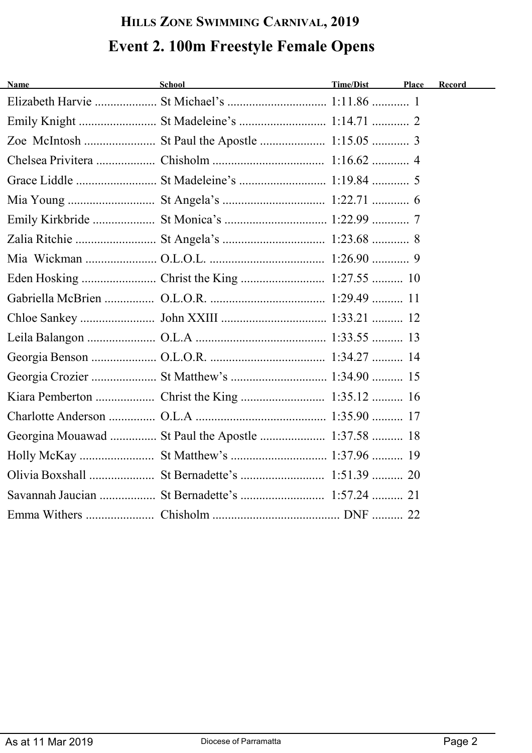## Hills Zone Swimming Carnival, 2019

# Event 2. 100m Freestyle Female Opens

| Name | School | Time/Dist | Place | Record |
|---|---|---|---|---|
| Elizabeth Harvie | St Michael's | 1:11.86 | 1 | |
| Emily Knight | St Madeleine's | 1:14.71 | 2 | |
| Zoe McIntosh | St Paul the Apostle | 1:15.05 | 3 | |
| Chelsea Privitera | Chisholm | 1:16.62 | 4 | |
| Grace Liddle | St Madeleine's | 1:19.84 | 5 | |
| Mia Young | St Angela's | 1:22.71 | 6 | |
| Emily Kirkbride | St Monica's | 1:22.99 | 7 | |
| Zalia Ritchie | St Angela's | 1:23.68 | 8 | |
| Mia Wickman | O.L.O.L. | 1:26.90 | 9 | |
| Eden Hosking | Christ the King | 1:27.55 | 10 | |
| Gabriella McBrien | O.L.O.R. | 1:29.49 | 11 | |
| Chloe Sankey | John XXIII | 1:33.21 | 12 | |
| Leila Balangon | O.L.A | 1:33.55 | 13 | |
| Georgia Benson | O.L.O.R. | 1:34.27 | 14 | |
| Georgia Crozier | St Matthew's | 1:34.90 | 15 | |
| Kiara Pemberton | Christ the King | 1:35.12 | 16 | |
| Charlotte Anderson | O.L.A | 1:35.90 | 17 | |
| Georgina Mouawad | St Paul the Apostle | 1:37.58 | 18 | |
| Holly McKay | St Matthew's | 1:37.96 | 19 | |
| Olivia Boxshall | St Bernadette's | 1:51.39 | 20 | |
| Savannah Jaucian | St Bernadette's | 1:57.24 | 21 | |
| Emma Withers | Chisholm | DNF | 22 | |

As at 11 Mar 2019 — Diocese of Parramatta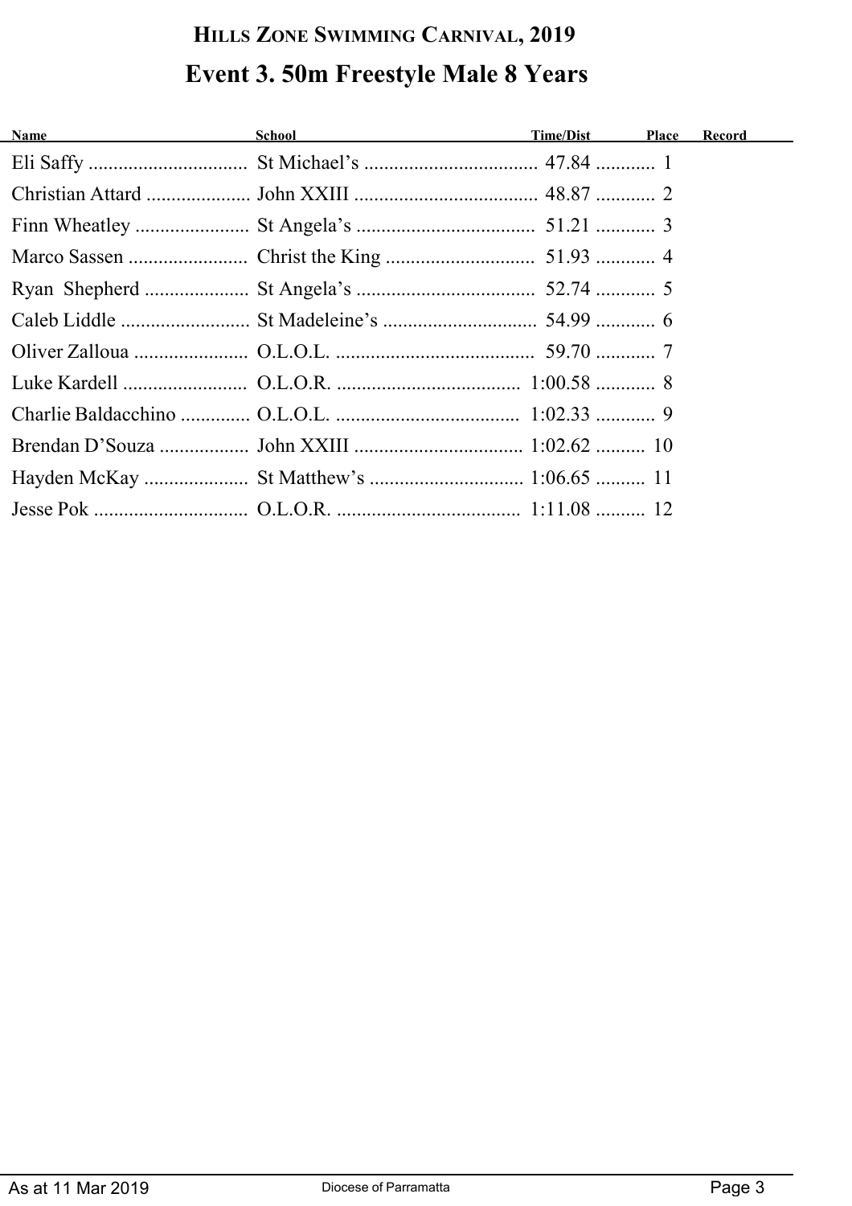# Hills Zone Swimming Carnival, 2019

## Event 3. 50m Freestyle Male 8 Years

| Name | School | Time/Dist | Place | Record |
|---|---|---|---|---|
| Eli Saffy | St Michael's | 47.84 | 1 | |
| Christian Attard | John XXIII | 48.87 | 2 | |
| Finn Wheatley | St Angela's | 51.21 | 3 | |
| Marco Sassen | Christ the King | 51.93 | 4 | |
| Ryan Shepherd | St Angela's | 52.74 | 5 | |
| Caleb Liddle | St Madeleine's | 54.99 | 6 | |
| Oliver Zalloua | O.L.O.L. | 59.70 | 7 | |
| Luke Kardell | O.L.O.R. | 1:00.58 | 8 | |
| Charlie Baldacchino | O.L.O.L. | 1:02.33 | 9 | |
| Brendan D'Souza | John XXIII | 1:02.62 | 10 | |
| Hayden McKay | St Matthew's | 1:06.65 | 11 | |
| Jesse Pok | O.L.O.R. | 1:11.08 | 12 | |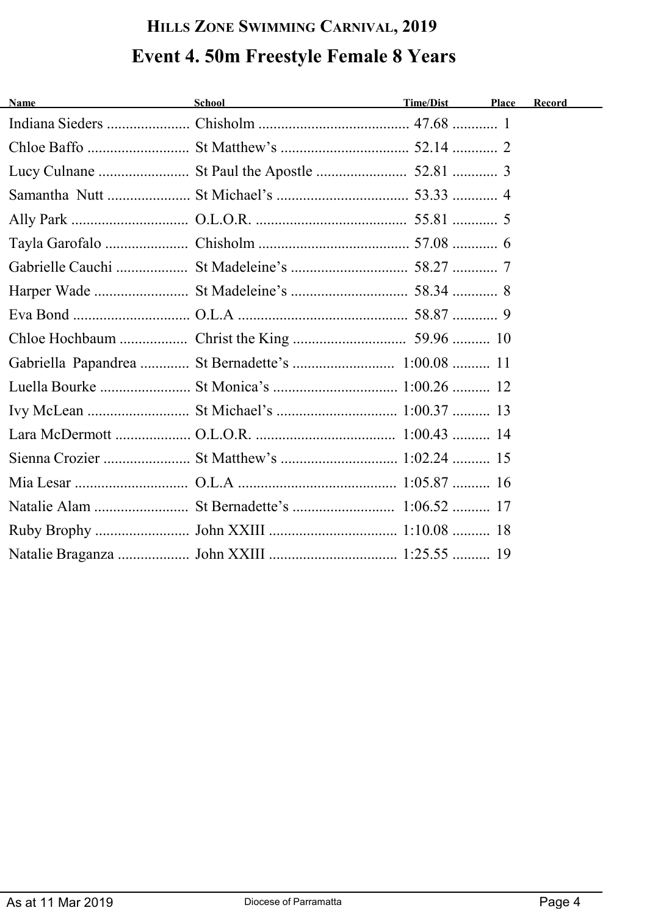## Hills Zone Swimming Carnival, 2019

# Event 4. 50m Freestyle Female 8 Years

| Name | School | Time/Dist | Place | Record |
|---|---|---|---|---|
| Indiana Sieders | Chisholm | 47.68 | 1 | |
| Chloe Baffo | St Matthew's | 52.14 | 2 | |
| Lucy Culnane | St Paul the Apostle | 52.81 | 3 | |
| Samantha Nutt | St Michael's | 53.33 | 4 | |
| Ally Park | O.L.O.R. | 55.81 | 5 | |
| Tayla Garofalo | Chisholm | 57.08 | 6 | |
| Gabrielle Cauchi | St Madeleine's | 58.27 | 7 | |
| Harper Wade | St Madeleine's | 58.34 | 8 | |
| Eva Bond | O.L.A | 58.87 | 9 | |
| Chloe Hochbaum | Christ the King | 59.96 | 10 | |
| Gabriella Papandrea | St Bernadette's | 1:00.08 | 11 | |
| Luella Bourke | St Monica's | 1:00.26 | 12 | |
| Ivy McLean | St Michael's | 1:00.37 | 13 | |
| Lara McDermott | O.L.O.R. | 1:00.43 | 14 | |
| Sienna Crozier | St Matthew's | 1:02.24 | 15 | |
| Mia Lesar | O.L.A | 1:05.87 | 16 | |
| Natalie Alam | St Bernadette's | 1:06.52 | 17 | |
| Ruby Brophy | John XXIII | 1:10.08 | 18 | |
| Natalie Braganza | John XXIII | 1:25.55 | 19 | |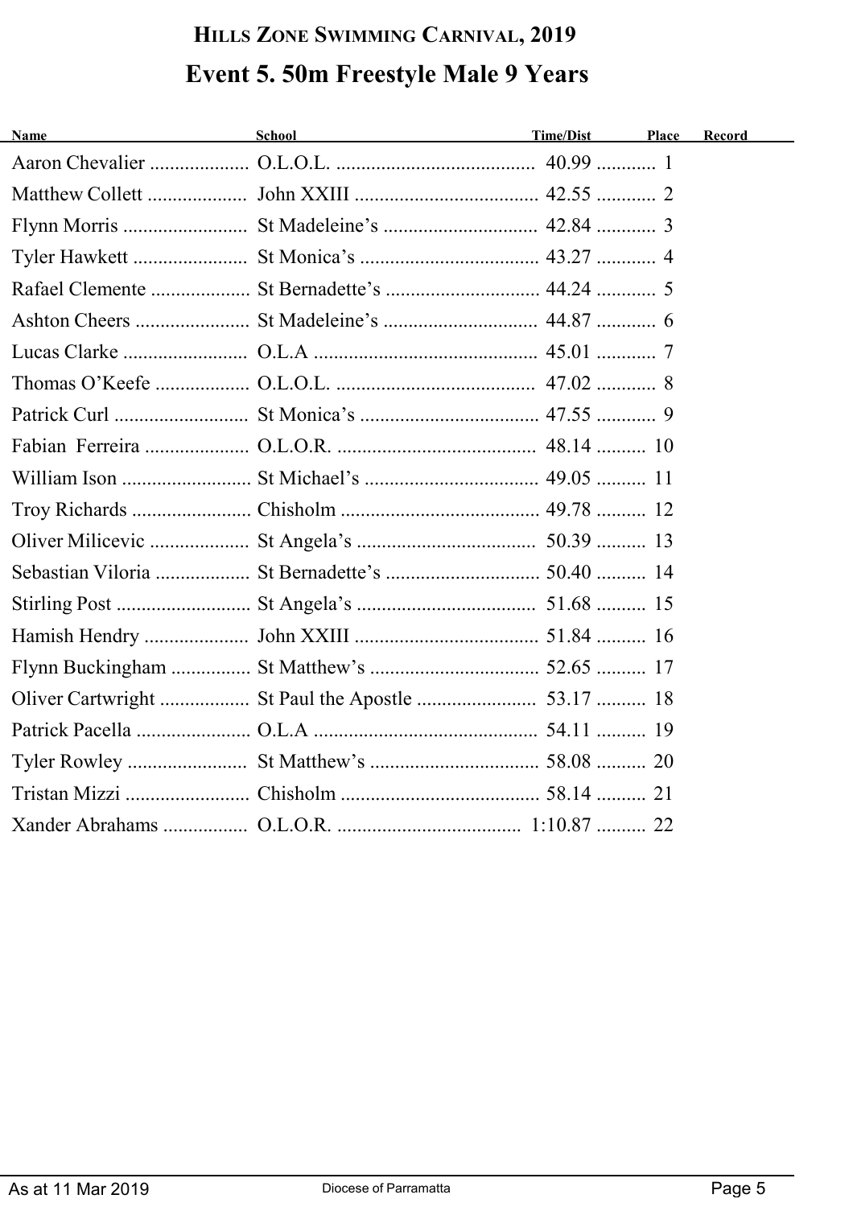## HILLS ZONE SWIMMING CARNIVAL, 2019

# Event 5. 50m Freestyle Male 9 Years

| Name | School | Time/Dist | Place | Record |
|---|---|---|---|---|
| Aaron Chevalier | O.L.O.L. | 40.99 | 1 | |
| Matthew Collett | John XXIII | 42.55 | 2 | |
| Flynn Morris | St Madeleine's | 42.84 | 3 | |
| Tyler Hawkett | St Monica's | 43.27 | 4 | |
| Rafael Clemente | St Bernadette's | 44.24 | 5 | |
| Ashton Cheers | St Madeleine's | 44.87 | 6 | |
| Lucas Clarke | O.L.A | 45.01 | 7 | |
| Thomas O'Keefe | O.L.O.L. | 47.02 | 8 | |
| Patrick Curl | St Monica's | 47.55 | 9 | |
| Fabian Ferreira | O.L.O.R. | 48.14 | 10 | |
| William Ison | St Michael's | 49.05 | 11 | |
| Troy Richards | Chisholm | 49.78 | 12 | |
| Oliver Milicevic | St Angela's | 50.39 | 13 | |
| Sebastian Viloria | St Bernadette's | 50.40 | 14 | |
| Stirling Post | St Angela's | 51.68 | 15 | |
| Hamish Hendry | John XXIII | 51.84 | 16 | |
| Flynn Buckingham | St Matthew's | 52.65 | 17 | |
| Oliver Cartwright | St Paul the Apostle | 53.17 | 18 | |
| Patrick Pacella | O.L.A | 54.11 | 19 | |
| Tyler Rowley | St Matthew's | 58.08 | 20 | |
| Tristan Mizzi | Chisholm | 58.14 | 21 | |
| Xander Abrahams | O.L.O.R. | 1:10.87 | 22 | |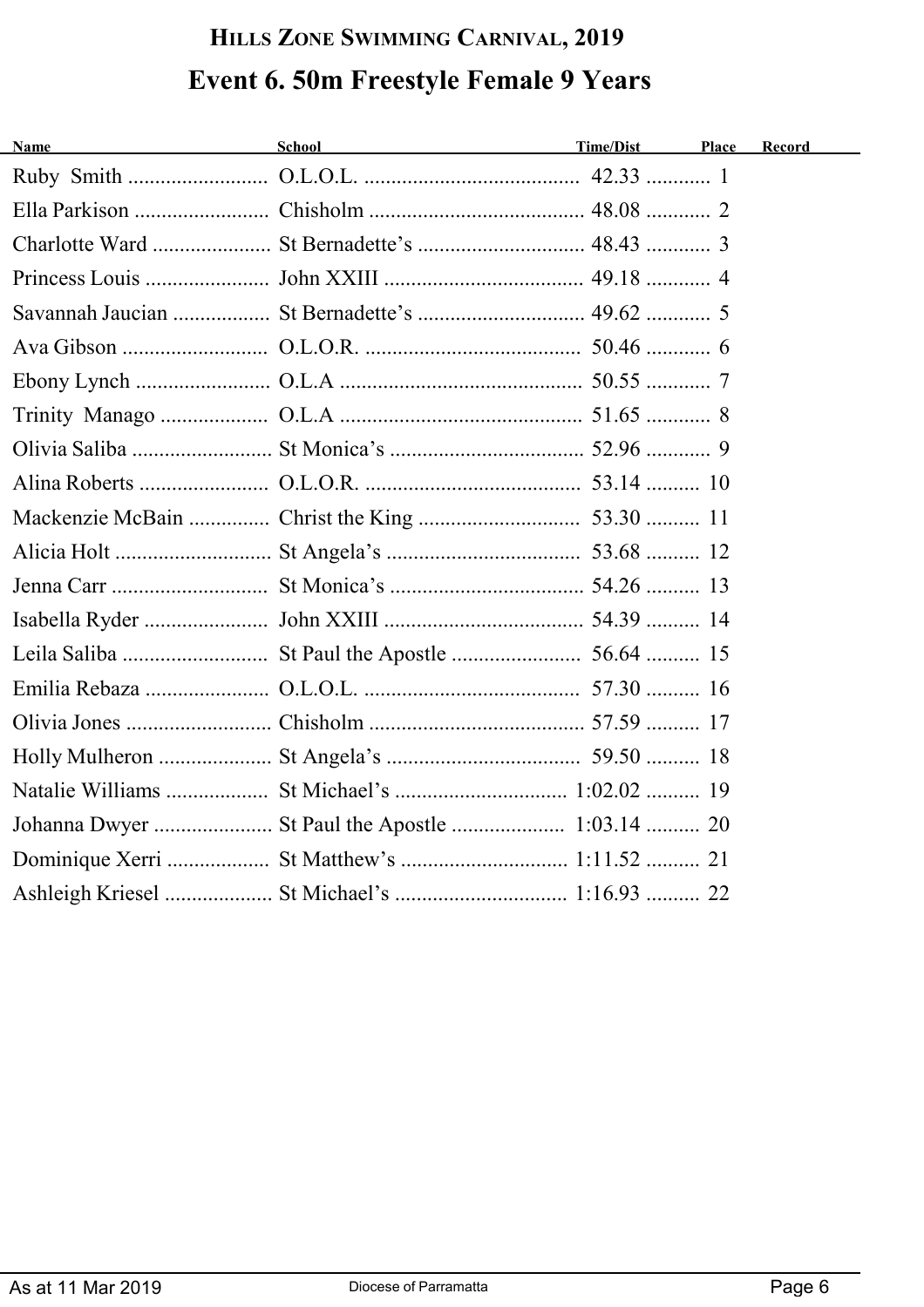# Hills Zone Swimming Carnival, 2019

## Event 6. 50m Freestyle Female 9 Years

| Name | School | Time/Dist | Place | Record |
|---|---|---|---|---|
| Ruby Smith | O.L.O.L. | 42.33 | 1 | |
| Ella Parkison | Chisholm | 48.08 | 2 | |
| Charlotte Ward | St Bernadette’s | 48.43 | 3 | |
| Princess Louis | John XXIII | 49.18 | 4 | |
| Savannah Jaucian | St Bernadette’s | 49.62 | 5 | |
| Ava Gibson | O.L.O.R. | 50.46 | 6 | |
| Ebony Lynch | O.L.A | 50.55 | 7 | |
| Trinity Manago | O.L.A | 51.65 | 8 | |
| Olivia Saliba | St Monica’s | 52.96 | 9 | |
| Alina Roberts | O.L.O.R. | 53.14 | 10 | |
| Mackenzie McBain | Christ the King | 53.30 | 11 | |
| Alicia Holt | St Angela’s | 53.68 | 12 | |
| Jenna Carr | St Monica’s | 54.26 | 13 | |
| Isabella Ryder | John XXIII | 54.39 | 14 | |
| Leila Saliba | St Paul the Apostle | 56.64 | 15 | |
| Emilia Rebaza | O.L.O.L. | 57.30 | 16 | |
| Olivia Jones | Chisholm | 57.59 | 17 | |
| Holly Mulheron | St Angela’s | 59.50 | 18 | |
| Natalie Williams | St Michael’s | 1:02.02 | 19 | |
| Johanna Dwyer | St Paul the Apostle | 1:03.14 | 20 | |
| Dominique Xerri | St Matthew’s | 1:11.52 | 21 | |
| Ashleigh Kriesel | St Michael’s | 1:16.93 | 22 | |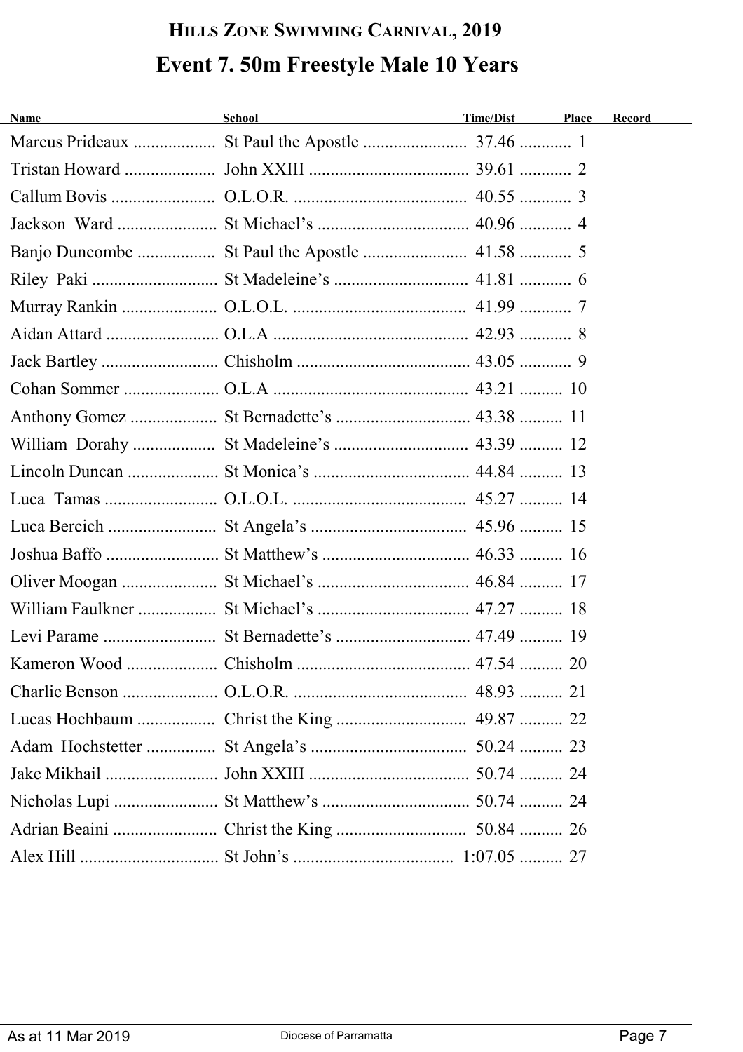# Hills Zone Swimming Carnival, 2019

## Event 7. 50m Freestyle Male 10 Years

| Name | School | Time/Dist | Place | Record |
|---|---|---|---|---|
| Marcus Prideaux | St Paul the Apostle | 37.46 | 1 | |
| Tristan Howard | John XXIII | 39.61 | 2 | |
| Callum Bovis | O.L.O.R. | 40.55 | 3 | |
| Jackson Ward | St Michael's | 40.96 | 4 | |
| Banjo Duncombe | St Paul the Apostle | 41.58 | 5 | |
| Riley Paki | St Madeleine's | 41.81 | 6 | |
| Murray Rankin | O.L.O.L. | 41.99 | 7 | |
| Aidan Attard | O.L.A | 42.93 | 8 | |
| Jack Bartley | Chisholm | 43.05 | 9 | |
| Cohan Sommer | O.L.A | 43.21 | 10 | |
| Anthony Gomez | St Bernadette's | 43.38 | 11 | |
| William Dorahy | St Madeleine's | 43.39 | 12 | |
| Lincoln Duncan | St Monica's | 44.84 | 13 | |
| Luca Tamas | O.L.O.L. | 45.27 | 14 | |
| Luca Bercich | St Angela's | 45.96 | 15 | |
| Joshua Baffo | St Matthew's | 46.33 | 16 | |
| Oliver Moogan | St Michael's | 46.84 | 17 | |
| William Faulkner | St Michael's | 47.27 | 18 | |
| Levi Parame | St Bernadette's | 47.49 | 19 | |
| Kameron Wood | Chisholm | 47.54 | 20 | |
| Charlie Benson | O.L.O.R. | 48.93 | 21 | |
| Lucas Hochbaum | Christ the King | 49.87 | 22 | |
| Adam Hochstetter | St Angela's | 50.24 | 23 | |
| Jake Mikhail | John XXIII | 50.74 | 24 | |
| Nicholas Lupi | St Matthew's | 50.74 | 24 | |
| Adrian Beaini | Christ the King | 50.84 | 26 | |
| Alex Hill | St John's | 1:07.05 | 27 | |

As at 11 Mar 2019 — Diocese of Parramatta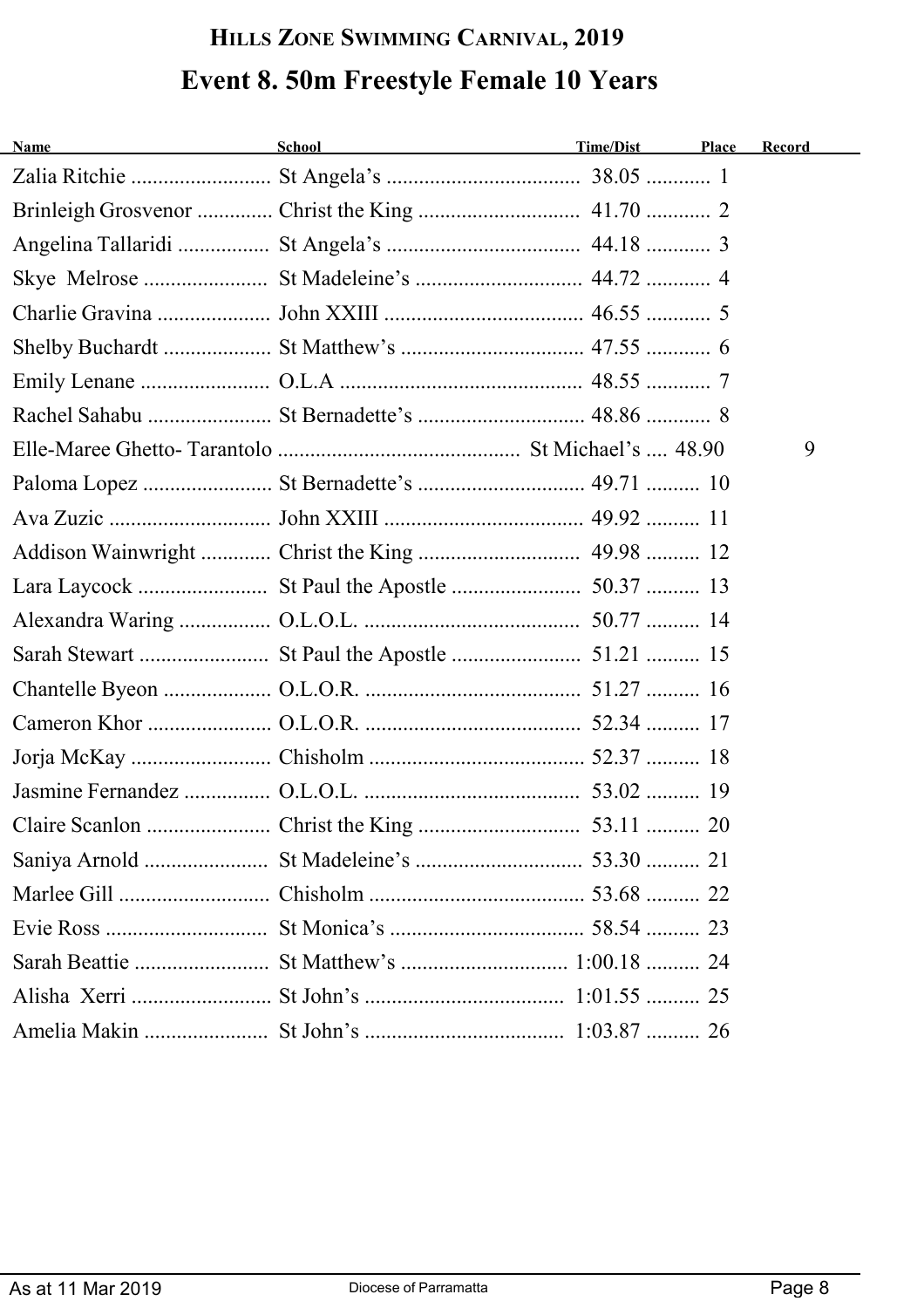## HILLS ZONE SWIMMING CARNIVAL, 2019

# Event 8. 50m Freestyle Female 10 Years

| Name | School | Time/Dist | Place | Record |
|---|---|---|---|---|
| Zalia Ritchie | St Angela's | 38.05 | 1 | |
| Brinleigh Grosvenor | Christ the King | 41.70 | 2 | |
| Angelina Tallaridi | St Angela's | 44.18 | 3 | |
| Skye Melrose | St Madeleine's | 44.72 | 4 | |
| Charlie Gravina | John XXIII | 46.55 | 5 | |
| Shelby Buchardt | St Matthew's | 47.55 | 6 | |
| Emily Lenane | O.L.A | 48.55 | 7 | |
| Rachel Sahabu | St Bernadette's | 48.86 | 8 | |
| Elle-Maree Ghetto- Tarantolo | St Michael's | 48.90 | 9 | |
| Paloma Lopez | St Bernadette's | 49.71 | 10 | |
| Ava Zuzic | John XXIII | 49.92 | 11 | |
| Addison Wainwright | Christ the King | 49.98 | 12 | |
| Lara Laycock | St Paul the Apostle | 50.37 | 13 | |
| Alexandra Waring | O.L.O.L. | 50.77 | 14 | |
| Sarah Stewart | St Paul the Apostle | 51.21 | 15 | |
| Chantelle Byeon | O.L.O.R. | 51.27 | 16 | |
| Cameron Khor | O.L.O.R. | 52.34 | 17 | |
| Jorja McKay | Chisholm | 52.37 | 18 | |
| Jasmine Fernandez | O.L.O.L. | 53.02 | 19 | |
| Claire Scanlon | Christ the King | 53.11 | 20 | |
| Saniya Arnold | St Madeleine's | 53.30 | 21 | |
| Marlee Gill | Chisholm | 53.68 | 22 | |
| Evie Ross | St Monica's | 58.54 | 23 | |
| Sarah Beattie | St Matthew's | 1:00.18 | 24 | |
| Alisha Xerri | St John's | 1:01.55 | 25 | |
| Amelia Makin | St John's | 1:03.87 | 26 | |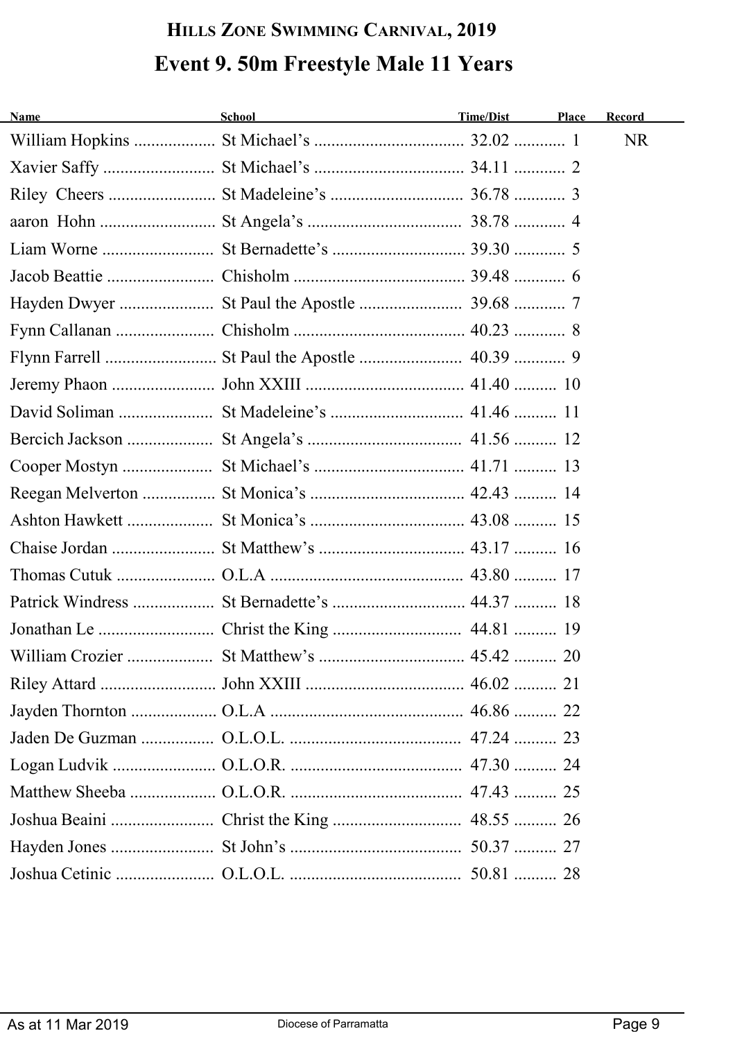## Hills Zone Swimming Carnival, 2019

# Event 9. 50m Freestyle Male 11 Years

| Name | School | Time/Dist | Place | Record |
|---|---|---|---|---|
| William Hopkins | St Michael's | 32.02 | 1 | NR |
| Xavier Saffy | St Michael's | 34.11 | 2 | |
| Riley Cheers | St Madeleine's | 36.78 | 3 | |
| aaron Hohn | St Angela's | 38.78 | 4 | |
| Liam Worne | St Bernadette's | 39.30 | 5 | |
| Jacob Beattie | Chisholm | 39.48 | 6 | |
| Hayden Dwyer | St Paul the Apostle | 39.68 | 7 | |
| Fynn Callanan | Chisholm | 40.23 | 8 | |
| Flynn Farrell | St Paul the Apostle | 40.39 | 9 | |
| Jeremy Phaon | John XXIII | 41.40 | 10 | |
| David Soliman | St Madeleine's | 41.46 | 11 | |
| Bercich Jackson | St Angela's | 41.56 | 12 | |
| Cooper Mostyn | St Michael's | 41.71 | 13 | |
| Reegan Melverton | St Monica's | 42.43 | 14 | |
| Ashton Hawkett | St Monica's | 43.08 | 15 | |
| Chaise Jordan | St Matthew's | 43.17 | 16 | |
| Thomas Cutuk | O.L.A | 43.80 | 17 | |
| Patrick Windress | St Bernadette's | 44.37 | 18 | |
| Jonathan Le | Christ the King | 44.81 | 19 | |
| William Crozier | St Matthew's | 45.42 | 20 | |
| Riley Attard | John XXIII | 46.02 | 21 | |
| Jayden Thornton | O.L.A | 46.86 | 22 | |
| Jaden De Guzman | O.L.O.L. | 47.24 | 23 | |
| Logan Ludvik | O.L.O.R. | 47.30 | 24 | |
| Matthew Sheeba | O.L.O.R. | 47.43 | 25 | |
| Joshua Beaini | Christ the King | 48.55 | 26 | |
| Hayden Jones | St John's | 50.37 | 27 | |
| Joshua Cetinic | O.L.O.L. | 50.81 | 28 | |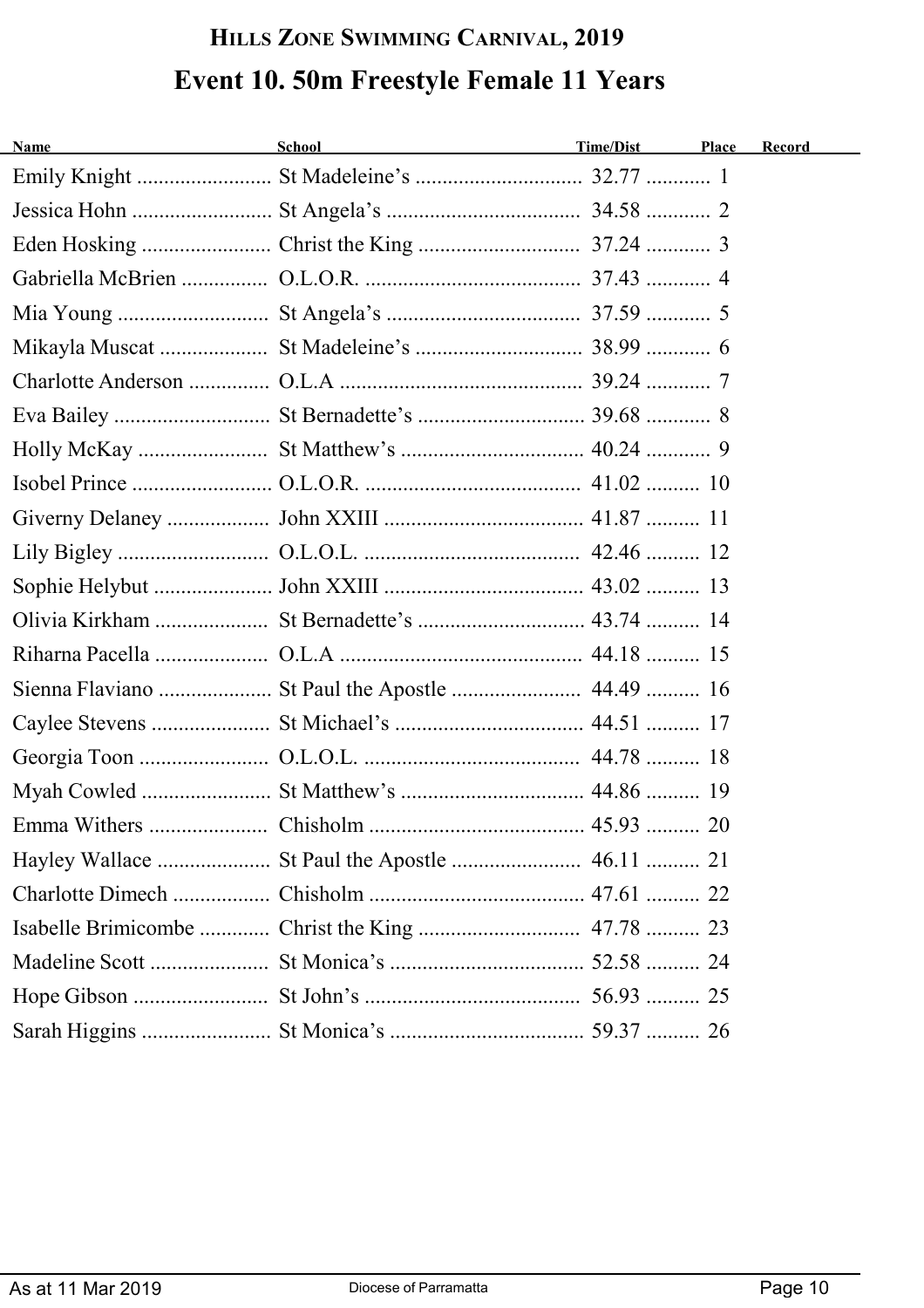# Hills Zone Swimming Carnival, 2019

## Event 10. 50m Freestyle Female 11 Years

| Name | School | Time/Dist | Place | Record |
|---|---|---|---|---|
| Emily Knight | St Madeleine's | 32.77 | 1 | |
| Jessica Hohn | St Angela's | 34.58 | 2 | |
| Eden Hosking | Christ the King | 37.24 | 3 | |
| Gabriella McBrien | O.L.O.R. | 37.43 | 4 | |
| Mia Young | St Angela's | 37.59 | 5 | |
| Mikayla Muscat | St Madeleine's | 38.99 | 6 | |
| Charlotte Anderson | O.L.A | 39.24 | 7 | |
| Eva Bailey | St Bernadette's | 39.68 | 8 | |
| Holly McKay | St Matthew's | 40.24 | 9 | |
| Isobel Prince | O.L.O.R. | 41.02 | 10 | |
| Giverny Delaney | John XXIII | 41.87 | 11 | |
| Lily Bigley | O.L.O.L. | 42.46 | 12 | |
| Sophie Helybut | John XXIII | 43.02 | 13 | |
| Olivia Kirkham | St Bernadette's | 43.74 | 14 | |
| Riharna Pacella | O.L.A | 44.18 | 15 | |
| Sienna Flaviano | St Paul the Apostle | 44.49 | 16 | |
| Caylee Stevens | St Michael's | 44.51 | 17 | |
| Georgia Toon | O.L.O.L. | 44.78 | 18 | |
| Myah Cowled | St Matthew's | 44.86 | 19 | |
| Emma Withers | Chisholm | 45.93 | 20 | |
| Hayley Wallace | St Paul the Apostle | 46.11 | 21 | |
| Charlotte Dimech | Chisholm | 47.61 | 22 | |
| Isabelle Brimicombe | Christ the King | 47.78 | 23 | |
| Madeline Scott | St Monica's | 52.58 | 24 | |
| Hope Gibson | St John's | 56.93 | 25 | |
| Sarah Higgins | St Monica's | 59.37 | 26 | |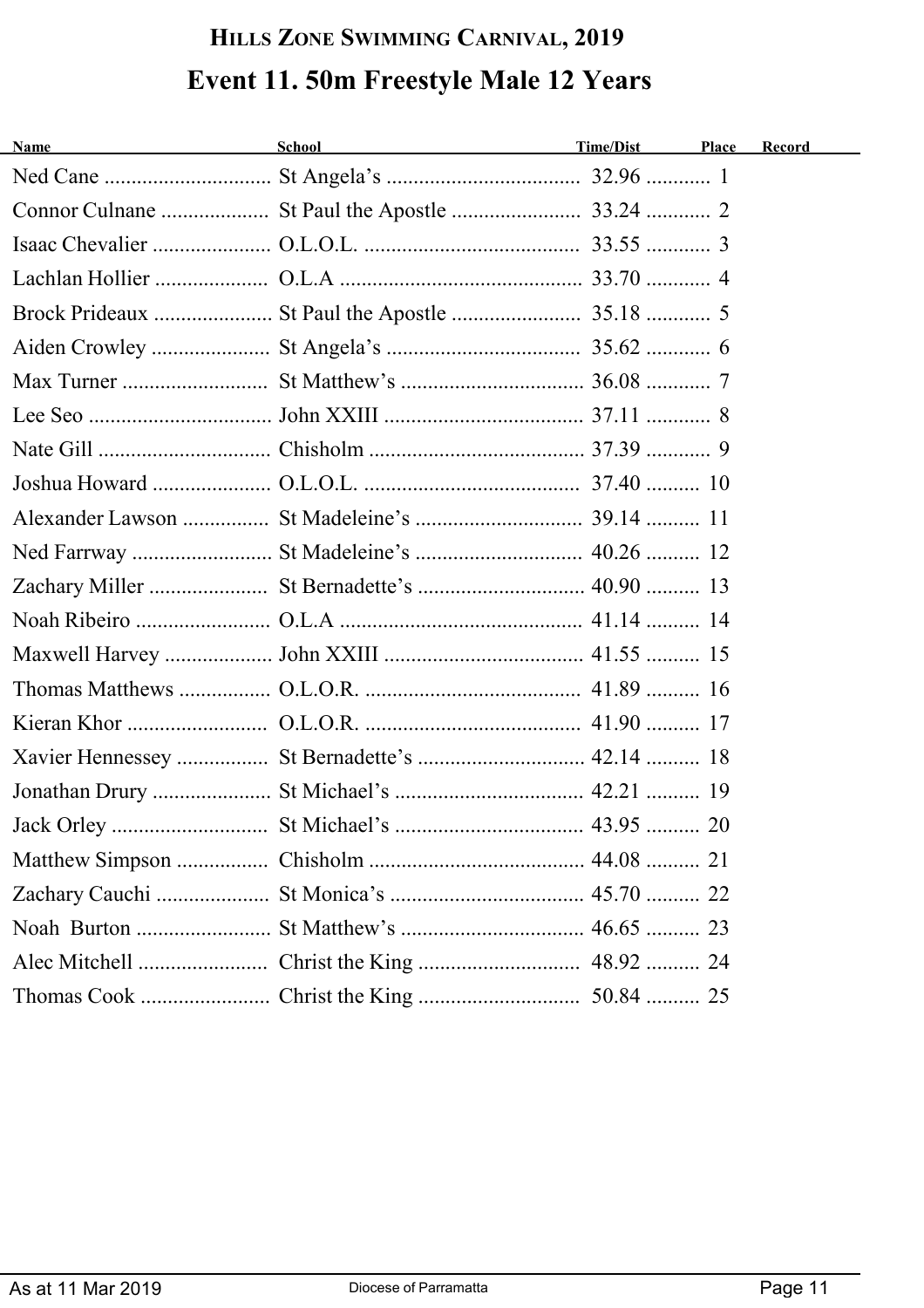# Hills Zone Swimming Carnival, 2019

## Event 11. 50m Freestyle Male 12 Years

| Name | School | Time/Dist | Place | Record |
|---|---|---|---|---|
| Ned Cane | St Angela's | 32.96 | 1 | |
| Connor Culnane | St Paul the Apostle | 33.24 | 2 | |
| Isaac Chevalier | O.L.O.L. | 33.55 | 3 | |
| Lachlan Hollier | O.L.A | 33.70 | 4 | |
| Brock Prideaux | St Paul the Apostle | 35.18 | 5 | |
| Aiden Crowley | St Angela's | 35.62 | 6 | |
| Max Turner | St Matthew's | 36.08 | 7 | |
| Lee Seo | John XXIII | 37.11 | 8 | |
| Nate Gill | Chisholm | 37.39 | 9 | |
| Joshua Howard | O.L.O.L. | 37.40 | 10 | |
| Alexander Lawson | St Madeleine's | 39.14 | 11 | |
| Ned Farrway | St Madeleine's | 40.26 | 12 | |
| Zachary Miller | St Bernadette's | 40.90 | 13 | |
| Noah Ribeiro | O.L.A | 41.14 | 14 | |
| Maxwell Harvey | John XXIII | 41.55 | 15 | |
| Thomas Matthews | O.L.O.R. | 41.89 | 16 | |
| Kieran Khor | O.L.O.R. | 41.90 | 17 | |
| Xavier Hennessey | St Bernadette's | 42.14 | 18 | |
| Jonathan Drury | St Michael's | 42.21 | 19 | |
| Jack Orley | St Michael's | 43.95 | 20 | |
| Matthew Simpson | Chisholm | 44.08 | 21 | |
| Zachary Cauchi | St Monica's | 45.70 | 22 | |
| Noah Burton | St Matthew's | 46.65 | 23 | |
| Alec Mitchell | Christ the King | 48.92 | 24 | |
| Thomas Cook | Christ the King | 50.84 | 25 | |

As at 11 Mar 2019 — Diocese of Parramatta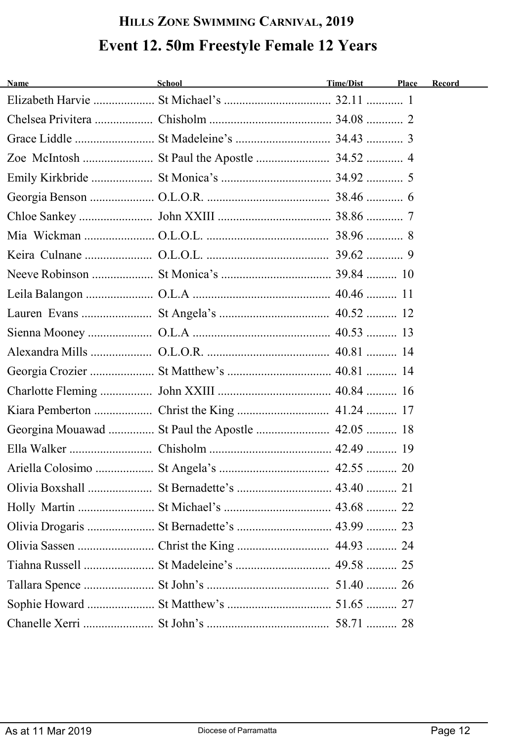# Hills Zone Swimming Carnival, 2019

## Event 12. 50m Freestyle Female 12 Years

| Name | School | Time/Dist | Place | Record |
|---|---|---|---|---|
| Elizabeth Harvie | St Michael's | 32.11 | 1 | |
| Chelsea Privitera | Chisholm | 34.08 | 2 | |
| Grace Liddle | St Madeleine's | 34.43 | 3 | |
| Zoe McIntosh | St Paul the Apostle | 34.52 | 4 | |
| Emily Kirkbride | St Monica's | 34.92 | 5 | |
| Georgia Benson | O.L.O.R. | 38.46 | 6 | |
| Chloe Sankey | John XXIII | 38.86 | 7 | |
| Mia Wickman | O.L.O.L. | 38.96 | 8 | |
| Keira Culnane | O.L.O.L. | 39.62 | 9 | |
| Neeve Robinson | St Monica's | 39.84 | 10 | |
| Leila Balangon | O.L.A | 40.46 | 11 | |
| Lauren Evans | St Angela's | 40.52 | 12 | |
| Sienna Mooney | O.L.A | 40.53 | 13 | |
| Alexandra Mills | O.L.O.R. | 40.81 | 14 | |
| Georgia Crozier | St Matthew's | 40.81 | 14 | |
| Charlotte Fleming | John XXIII | 40.84 | 16 | |
| Kiara Pemberton | Christ the King | 41.24 | 17 | |
| Georgina Mouawad | St Paul the Apostle | 42.05 | 18 | |
| Ella Walker | Chisholm | 42.49 | 19 | |
| Ariella Colosimo | St Angela's | 42.55 | 20 | |
| Olivia Boxshall | St Bernadette's | 43.40 | 21 | |
| Holly Martin | St Michael's | 43.68 | 22 | |
| Olivia Drogaris | St Bernadette's | 43.99 | 23 | |
| Olivia Sassen | Christ the King | 44.93 | 24 | |
| Tiahna Russell | St Madeleine's | 49.58 | 25 | |
| Tallara Spence | St John's | 51.40 | 26 | |
| Sophie Howard | St Matthew's | 51.65 | 27 | |
| Chanelle Xerri | St John's | 58.71 | 28 | |

As at 11 Mar 2019 — Diocese of Parramatta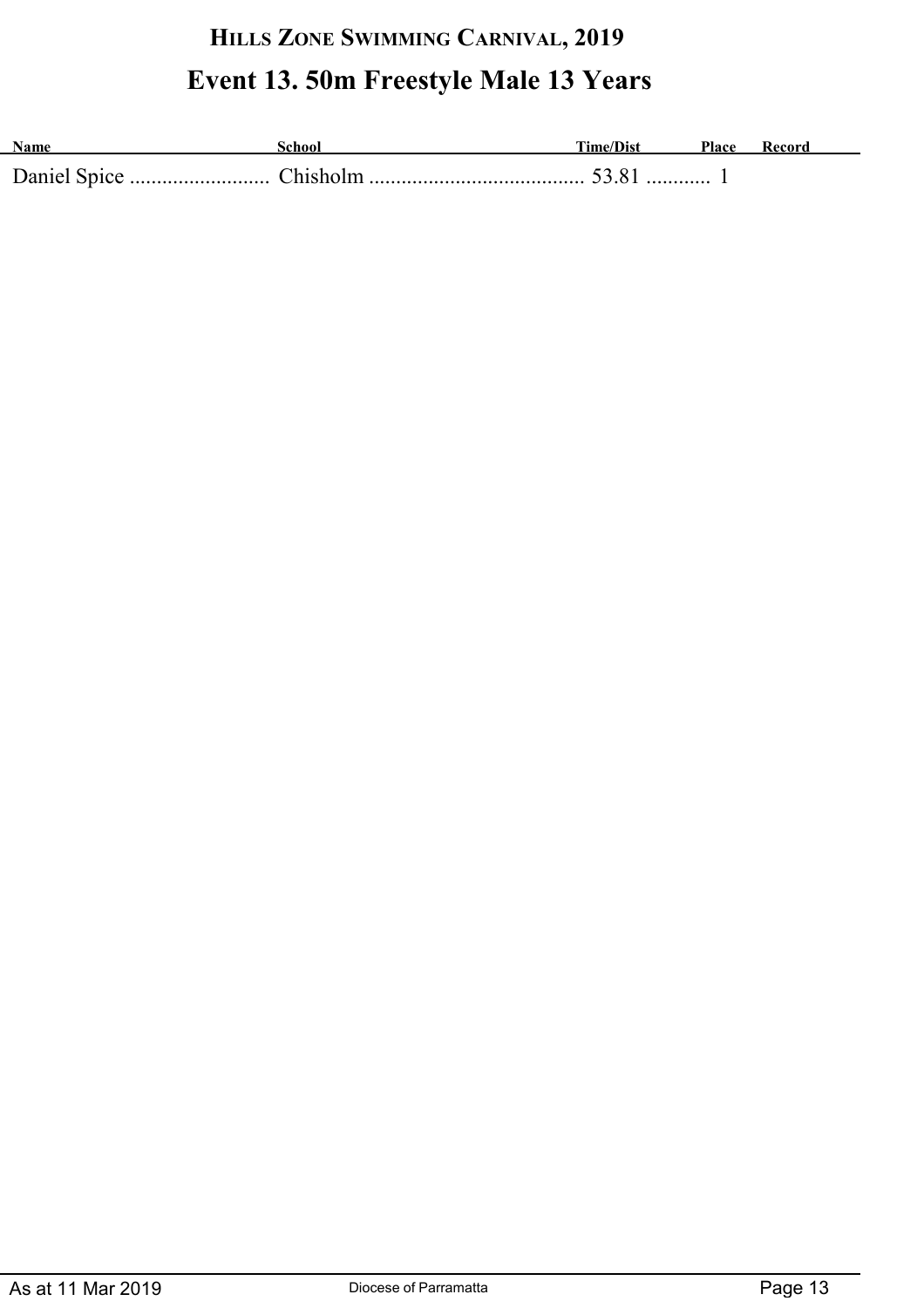## Hills Zone Swimming Carnival, 2019

# Event 13. 50m Freestyle Male 13 Years

| Name | School | Time/Dist | Place | Record |
|---|---|---|---|---|
| Daniel Spice | Chisholm | 53.81 | 1 | |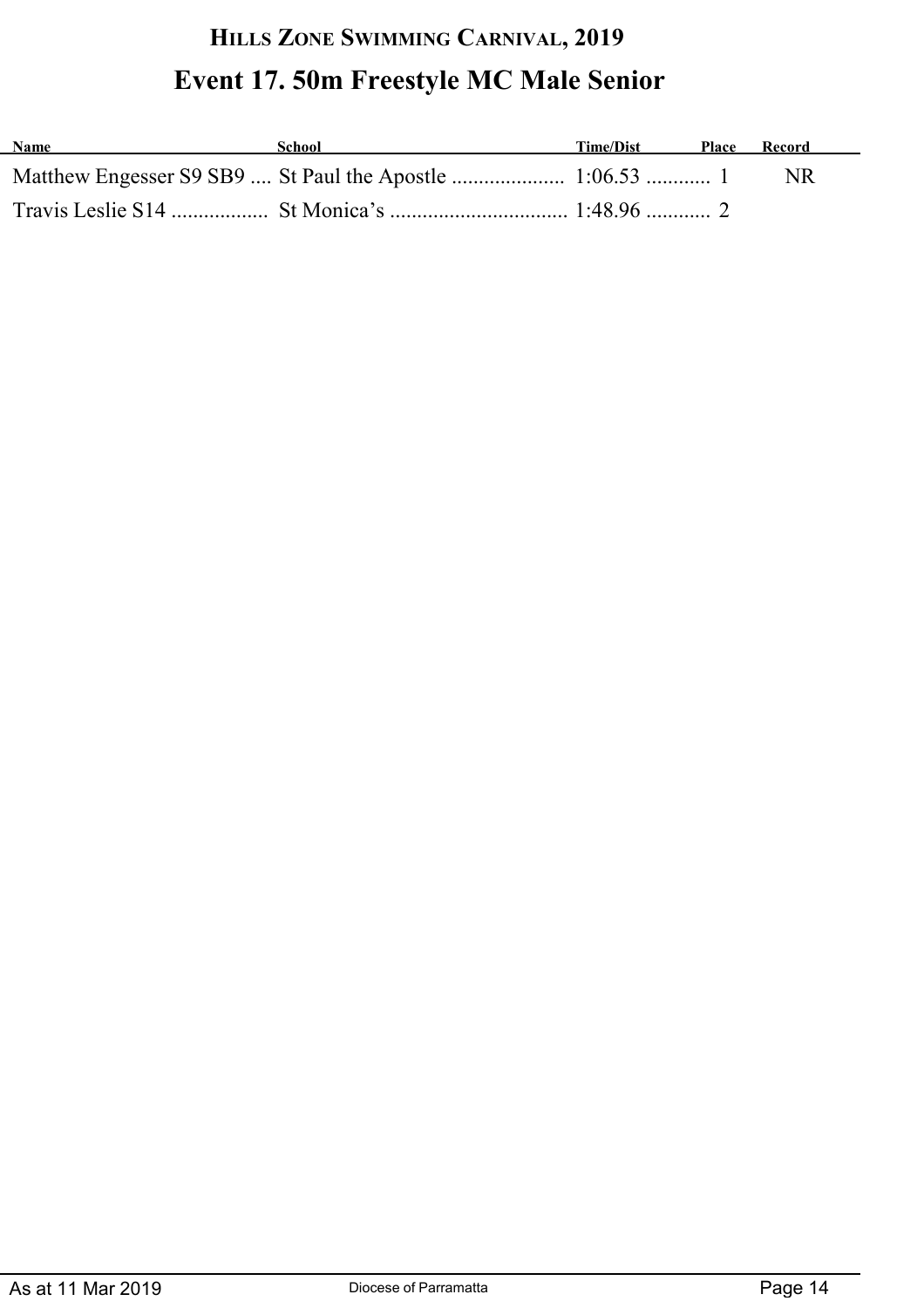# HILLS ZONE SWIMMING CARNIVAL, 2019

## Event 17. 50m Freestyle MC Male Senior

| Name | School | Time/Dist | Place | Record |
| --- | --- | --- | --- | --- |
| Matthew Engesser S9 SB9 | St Paul the Apostle | 1:06.53 | 1 | NR |
| Travis Leslie S14 | St Monica’s | 1:48.96 | 2 | |

As at 11 Mar 2019 Diocese of Parramatta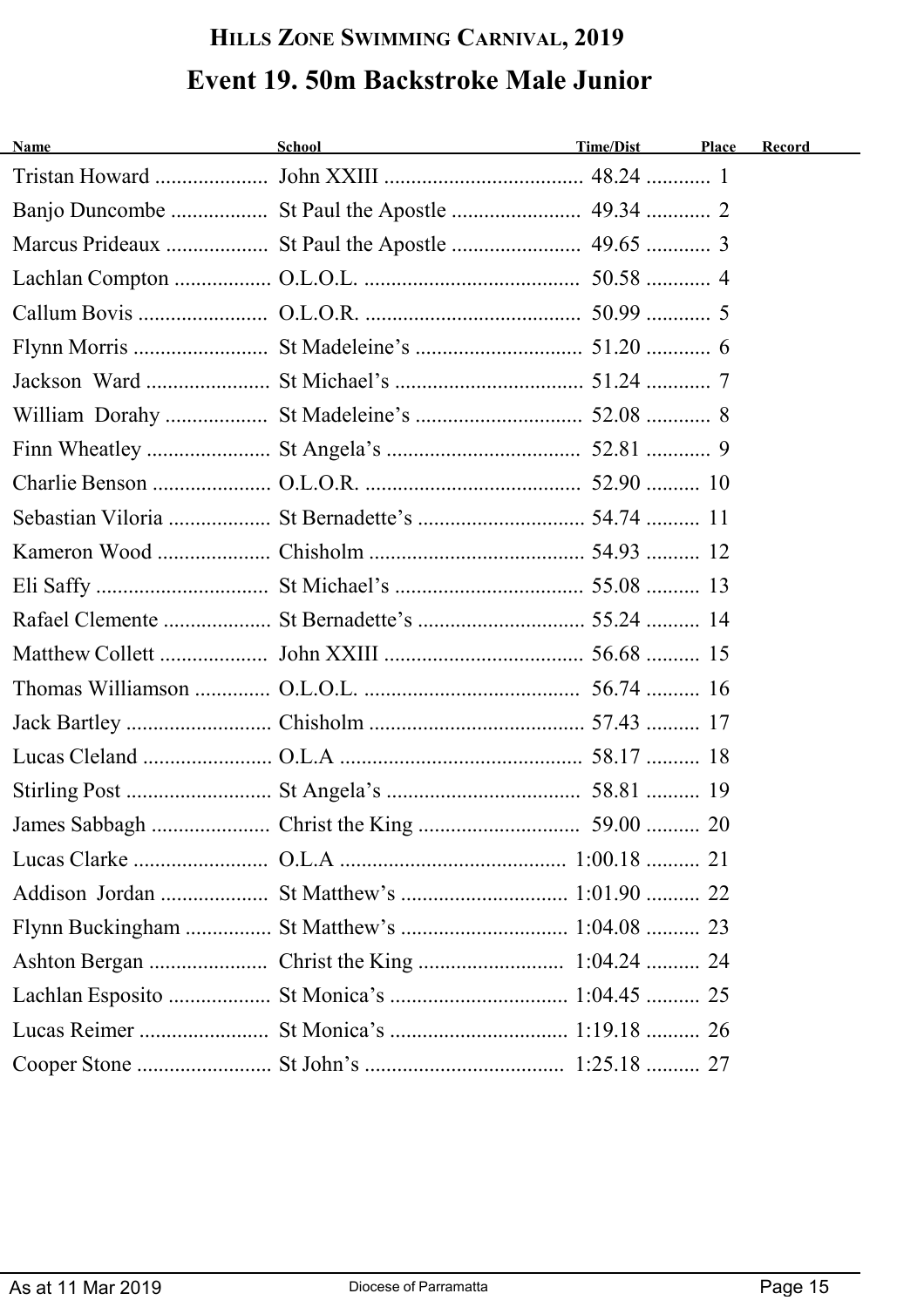# Hills Zone Swimming Carnival, 2019

## Event 19. 50m Backstroke Male Junior

| Name | School | Time/Dist | Place | Record |
|---|---|---|---|---|
| Tristan Howard | John XXIII | 48.24 | 1 | |
| Banjo Duncombe | St Paul the Apostle | 49.34 | 2 | |
| Marcus Prideaux | St Paul the Apostle | 49.65 | 3 | |
| Lachlan Compton | O.L.O.L. | 50.58 | 4 | |
| Callum Bovis | O.L.O.R. | 50.99 | 5 | |
| Flynn Morris | St Madeleine's | 51.20 | 6 | |
| Jackson Ward | St Michael's | 51.24 | 7 | |
| William Dorahy | St Madeleine's | 52.08 | 8 | |
| Finn Wheatley | St Angela's | 52.81 | 9 | |
| Charlie Benson | O.L.O.R. | 52.90 | 10 | |
| Sebastian Viloria | St Bernadette's | 54.74 | 11 | |
| Kameron Wood | Chisholm | 54.93 | 12 | |
| Eli Saffy | St Michael's | 55.08 | 13 | |
| Rafael Clemente | St Bernadette's | 55.24 | 14 | |
| Matthew Collett | John XXIII | 56.68 | 15 | |
| Thomas Williamson | O.L.O.L. | 56.74 | 16 | |
| Jack Bartley | Chisholm | 57.43 | 17 | |
| Lucas Cleland | O.L.A | 58.17 | 18 | |
| Stirling Post | St Angela's | 58.81 | 19 | |
| James Sabbagh | Christ the King | 59.00 | 20 | |
| Lucas Clarke | O.L.A | 1:00.18 | 21 | |
| Addison Jordan | St Matthew's | 1:01.90 | 22 | |
| Flynn Buckingham | St Matthew's | 1:04.08 | 23 | |
| Ashton Bergan | Christ the King | 1:04.24 | 24 | |
| Lachlan Esposito | St Monica's | 1:04.45 | 25 | |
| Lucas Reimer | St Monica's | 1:19.18 | 26 | |
| Cooper Stone | St John's | 1:25.18 | 27 | |

As at 11 Mar 2019 — Diocese of Parramatta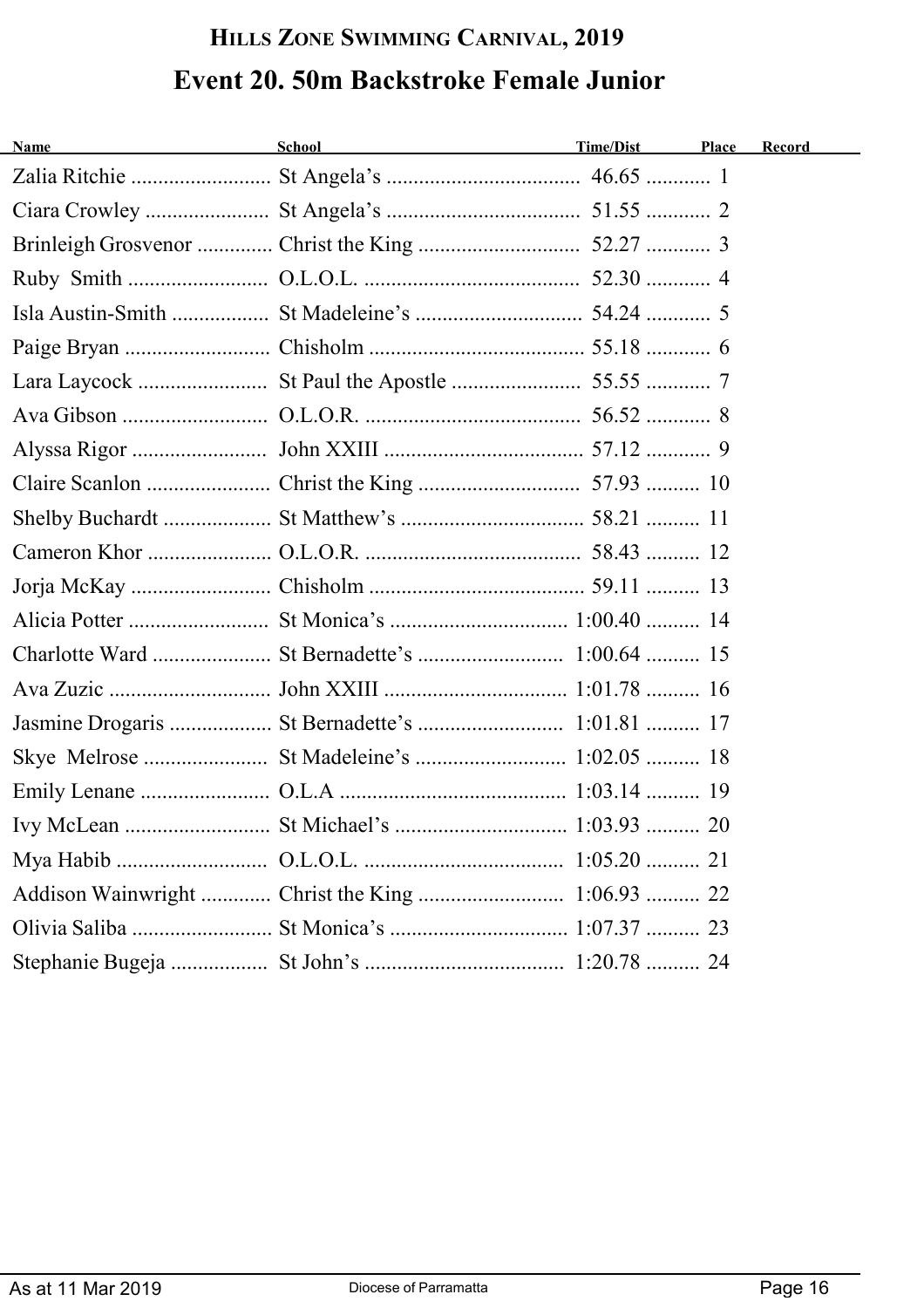# Hills Zone Swimming Carnival, 2019

## Event 20. 50m Backstroke Female Junior

| Name | School | Time/Dist | Place | Record |
|---|---|---|---|---|
| Zalia Ritchie | St Angela's | 46.65 | 1 | |
| Ciara Crowley | St Angela's | 51.55 | 2 | |
| Brinleigh Grosvenor | Christ the King | 52.27 | 3 | |
| Ruby Smith | O.L.O.L. | 52.30 | 4 | |
| Isla Austin-Smith | St Madeleine's | 54.24 | 5 | |
| Paige Bryan | Chisholm | 55.18 | 6 | |
| Lara Laycock | St Paul the Apostle | 55.55 | 7 | |
| Ava Gibson | O.L.O.R. | 56.52 | 8 | |
| Alyssa Rigor | John XXIII | 57.12 | 9 | |
| Claire Scanlon | Christ the King | 57.93 | 10 | |
| Shelby Buchardt | St Matthew's | 58.21 | 11 | |
| Cameron Khor | O.L.O.R. | 58.43 | 12 | |
| Jorja McKay | Chisholm | 59.11 | 13 | |
| Alicia Potter | St Monica's | 1:00.40 | 14 | |
| Charlotte Ward | St Bernadette's | 1:00.64 | 15 | |
| Ava Zuzic | John XXIII | 1:01.78 | 16 | |
| Jasmine Drogaris | St Bernadette's | 1:01.81 | 17 | |
| Skye Melrose | St Madeleine's | 1:02.05 | 18 | |
| Emily Lenane | O.L.A | 1:03.14 | 19 | |
| Ivy McLean | St Michael's | 1:03.93 | 20 | |
| Mya Habib | O.L.O.L. | 1:05.20 | 21 | |
| Addison Wainwright | Christ the King | 1:06.93 | 22 | |
| Olivia Saliba | St Monica's | 1:07.37 | 23 | |
| Stephanie Bugeja | St John's | 1:20.78 | 24 | |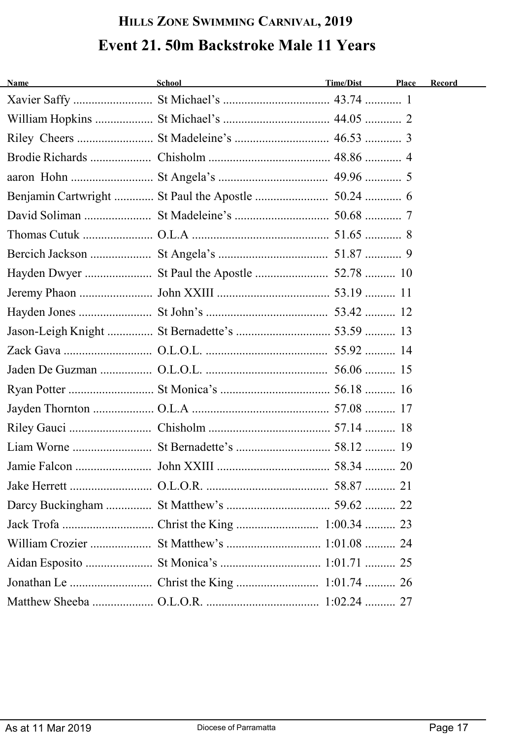# Hills Zone Swimming Carnival, 2019

## Event 21. 50m Backstroke Male 11 Years

| Name | School | Time/Dist | Place | Record |
|---|---|---|---|---|
| Xavier Saffy | St Michael's | 43.74 | 1 | |
| William Hopkins | St Michael's | 44.05 | 2 | |
| Riley Cheers | St Madeleine's | 46.53 | 3 | |
| Brodie Richards | Chisholm | 48.86 | 4 | |
| aaron Hohn | St Angela's | 49.96 | 5 | |
| Benjamin Cartwright | St Paul the Apostle | 50.24 | 6 | |
| David Soliman | St Madeleine's | 50.68 | 7 | |
| Thomas Cutuk | O.L.A | 51.65 | 8 | |
| Bercich Jackson | St Angela's | 51.87 | 9 | |
| Hayden Dwyer | St Paul the Apostle | 52.78 | 10 | |
| Jeremy Phaon | John XXIII | 53.19 | 11 | |
| Hayden Jones | St John's | 53.42 | 12 | |
| Jason-Leigh Knight | St Bernadette's | 53.59 | 13 | |
| Zack Gava | O.L.O.L. | 55.92 | 14 | |
| Jaden De Guzman | O.L.O.L. | 56.06 | 15 | |
| Ryan Potter | St Monica's | 56.18 | 16 | |
| Jayden Thornton | O.L.A | 57.08 | 17 | |
| Riley Gauci | Chisholm | 57.14 | 18 | |
| Liam Worne | St Bernadette's | 58.12 | 19 | |
| Jamie Falcon | John XXIII | 58.34 | 20 | |
| Jake Herrett | O.L.O.R. | 58.87 | 21 | |
| Darcy Buckingham | St Matthew's | 59.62 | 22 | |
| Jack Trofa | Christ the King | 1:00.34 | 23 | |
| William Crozier | St Matthew's | 1:01.08 | 24 | |
| Aidan Esposito | St Monica's | 1:01.71 | 25 | |
| Jonathan Le | Christ the King | 1:01.74 | 26 | |
| Matthew Sheeba | O.L.O.R. | 1:02.24 | 27 | |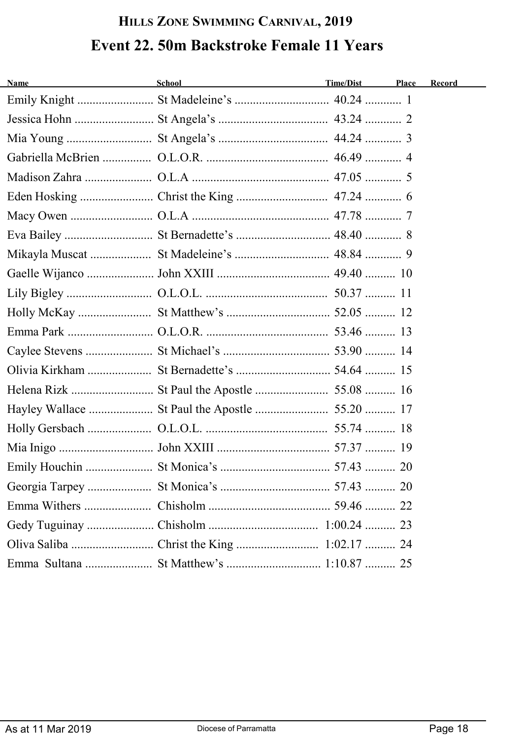## HILLS ZONE SWIMMING CARNIVAL, 2019

# Event 22. 50m Backstroke Female 11 Years

| Name | School | Time/Dist | Place | Record |
|---|---|---|---|---|
| Emily Knight | St Madeleine's | 40.24 | 1 | |
| Jessica Hohn | St Angela's | 43.24 | 2 | |
| Mia Young | St Angela's | 44.24 | 3 | |
| Gabriella McBrien | O.L.O.R. | 46.49 | 4 | |
| Madison Zahra | O.L.A | 47.05 | 5 | |
| Eden Hosking | Christ the King | 47.24 | 6 | |
| Macy Owen | O.L.A | 47.78 | 7 | |
| Eva Bailey | St Bernadette's | 48.40 | 8 | |
| Mikayla Muscat | St Madeleine's | 48.84 | 9 | |
| Gaelle Wijanco | John XXIII | 49.40 | 10 | |
| Lily Bigley | O.L.O.L. | 50.37 | 11 | |
| Holly McKay | St Matthew's | 52.05 | 12 | |
| Emma Park | O.L.O.R. | 53.46 | 13 | |
| Caylee Stevens | St Michael's | 53.90 | 14 | |
| Olivia Kirkham | St Bernadette's | 54.64 | 15 | |
| Helena Rizk | St Paul the Apostle | 55.08 | 16 | |
| Hayley Wallace | St Paul the Apostle | 55.20 | 17 | |
| Holly Gersbach | O.L.O.L. | 55.74 | 18 | |
| Mia Inigo | John XXIII | 57.37 | 19 | |
| Emily Houchin | St Monica's | 57.43 | 20 | |
| Georgia Tarpey | St Monica's | 57.43 | 20 | |
| Emma Withers | Chisholm | 59.46 | 22 | |
| Gedy Tuguinay | Chisholm | 1:00.24 | 23 | |
| Oliva Saliba | Christ the King | 1:02.17 | 24 | |
| Emma Sultana | St Matthew's | 1:10.87 | 25 | |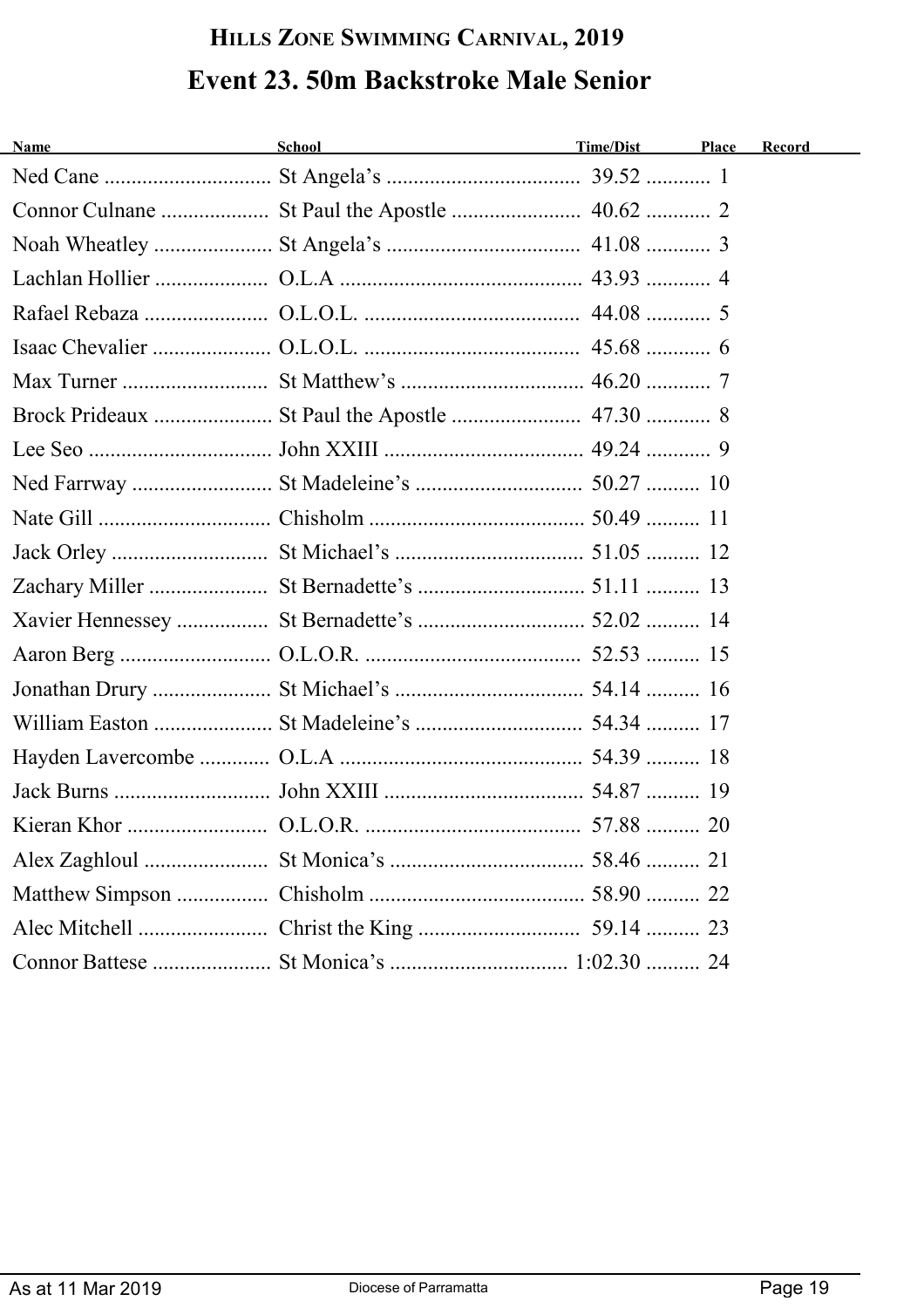# Hills Zone Swimming Carnival, 2019

## Event 23. 50m Backstroke Male Senior

| Name | School | Time/Dist | Place | Record |
|---|---|---|---|---|
| Ned Cane | St Angela's | 39.52 | 1 | |
| Connor Culnane | St Paul the Apostle | 40.62 | 2 | |
| Noah Wheatley | St Angela's | 41.08 | 3 | |
| Lachlan Hollier | O.L.A | 43.93 | 4 | |
| Rafael Rebaza | O.L.O.L. | 44.08 | 5 | |
| Isaac Chevalier | O.L.O.L. | 45.68 | 6 | |
| Max Turner | St Matthew's | 46.20 | 7 | |
| Brock Prideaux | St Paul the Apostle | 47.30 | 8 | |
| Lee Seo | John XXIII | 49.24 | 9 | |
| Ned Farrway | St Madeleine's | 50.27 | 10 | |
| Nate Gill | Chisholm | 50.49 | 11 | |
| Jack Orley | St Michael's | 51.05 | 12 | |
| Zachary Miller | St Bernadette's | 51.11 | 13 | |
| Xavier Hennessey | St Bernadette's | 52.02 | 14 | |
| Aaron Berg | O.L.O.R. | 52.53 | 15 | |
| Jonathan Drury | St Michael's | 54.14 | 16 | |
| William Easton | St Madeleine's | 54.34 | 17 | |
| Hayden Lavercombe | O.L.A | 54.39 | 18 | |
| Jack Burns | John XXIII | 54.87 | 19 | |
| Kieran Khor | O.L.O.R. | 57.88 | 20 | |
| Alex Zaghloul | St Monica's | 58.46 | 21 | |
| Matthew Simpson | Chisholm | 58.90 | 22 | |
| Alec Mitchell | Christ the King | 59.14 | 23 | |
| Connor Battese | St Monica's | 1:02.30 | 24 | |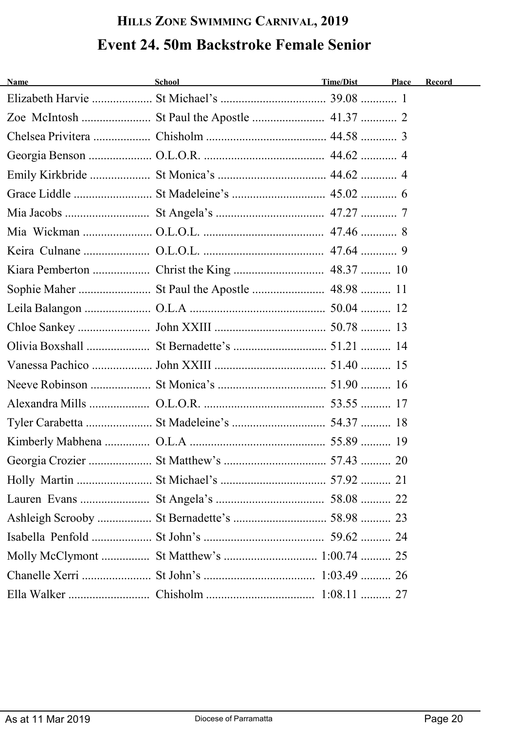# HILLS ZONE SWIMMING CARNIVAL, 2019

## Event 24. 50m Backstroke Female Senior

| Name | School | Time/Dist | Place | Record |
|---|---|---|---|---|
| Elizabeth Harvie | St Michael's | 39.08 | 1 | |
| Zoe McIntosh | St Paul the Apostle | 41.37 | 2 | |
| Chelsea Privitera | Chisholm | 44.58 | 3 | |
| Georgia Benson | O.L.O.R. | 44.62 | 4 | |
| Emily Kirkbride | St Monica's | 44.62 | 4 | |
| Grace Liddle | St Madeleine's | 45.02 | 6 | |
| Mia Jacobs | St Angela's | 47.27 | 7 | |
| Mia Wickman | O.L.O.L. | 47.46 | 8 | |
| Keira Culnane | O.L.O.L. | 47.64 | 9 | |
| Kiara Pemberton | Christ the King | 48.37 | 10 | |
| Sophie Maher | St Paul the Apostle | 48.98 | 11 | |
| Leila Balangon | O.L.A | 50.04 | 12 | |
| Chloe Sankey | John XXIII | 50.78 | 13 | |
| Olivia Boxshall | St Bernadette's | 51.21 | 14 | |
| Vanessa Pachico | John XXIII | 51.40 | 15 | |
| Neeve Robinson | St Monica's | 51.90 | 16 | |
| Alexandra Mills | O.L.O.R. | 53.55 | 17 | |
| Tyler Carabetta | St Madeleine's | 54.37 | 18 | |
| Kimberly Mabhena | O.L.A | 55.89 | 19 | |
| Georgia Crozier | St Matthew's | 57.43 | 20 | |
| Holly Martin | St Michael's | 57.92 | 21 | |
| Lauren Evans | St Angela's | 58.08 | 22 | |
| Ashleigh Scrooby | St Bernadette's | 58.98 | 23 | |
| Isabella Penfold | St John's | 59.62 | 24 | |
| Molly McClymont | St Matthew's | 1:00.74 | 25 | |
| Chanelle Xerri | St John's | 1:03.49 | 26 | |
| Ella Walker | Chisholm | 1:08.11 | 27 | |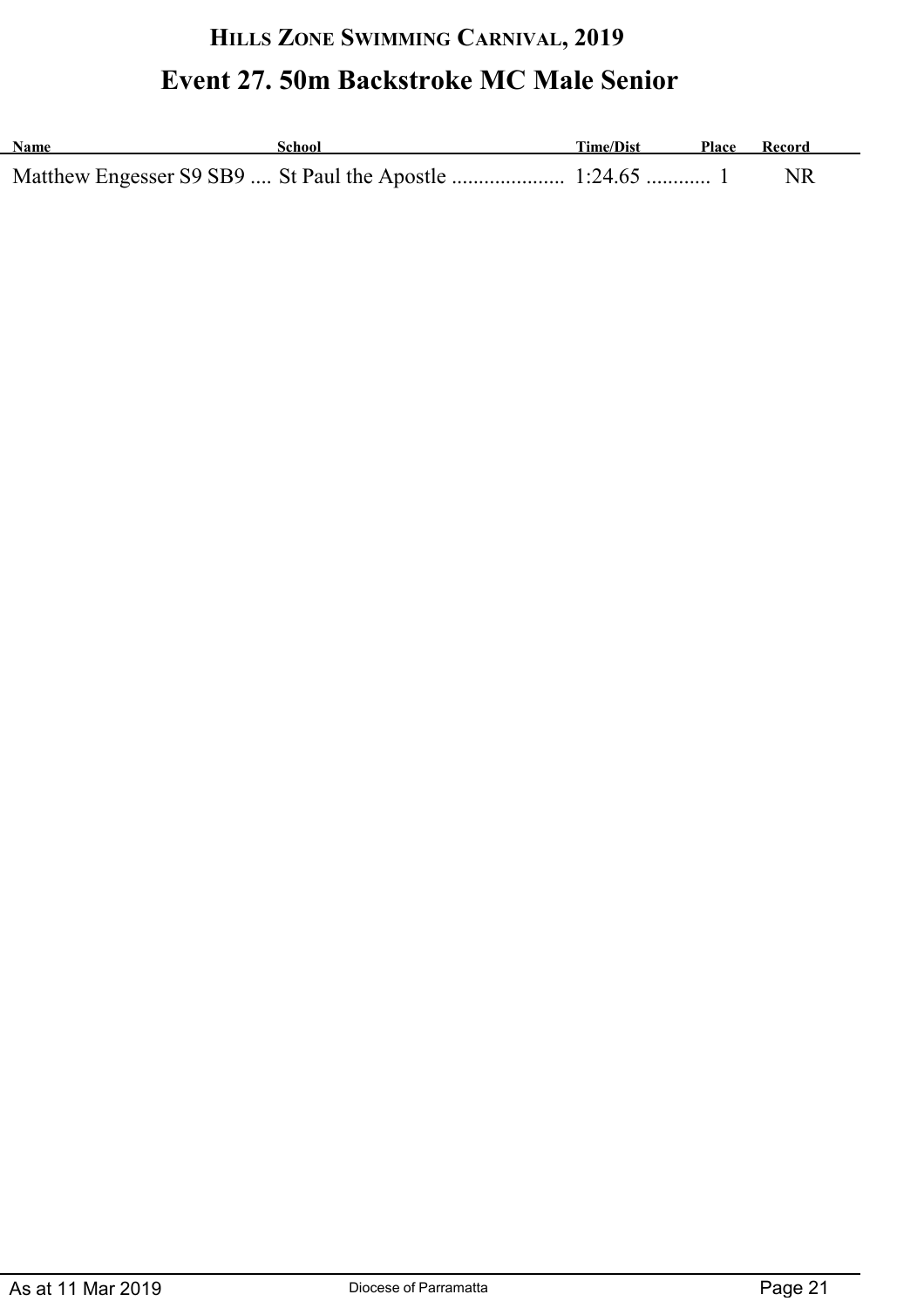# Hills Zone Swimming Carnival, 2019

## Event 27. 50m Backstroke MC Male Senior

| Name | School | Time/Dist | Place | Record |
|---|---|---|---|---|
| Matthew Engesser S9 SB9 | St Paul the Apostle | 1:24.65 | 1 | NR |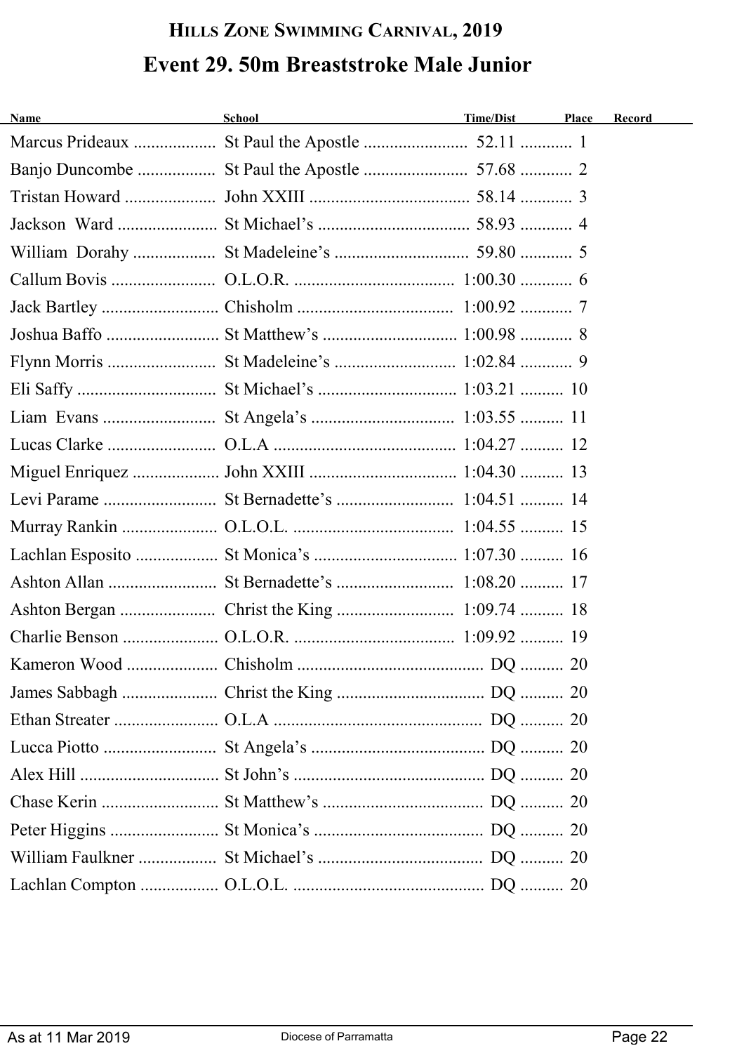# HILLS ZONE SWIMMING CARNIVAL, 2019

## Event 29. 50m Breaststroke Male Junior

| Name | School | Time/Dist | Place | Record |
|---|---|---|---|---|
| Marcus Prideaux | St Paul the Apostle | 52.11 | 1 | |
| Banjo Duncombe | St Paul the Apostle | 57.68 | 2 | |
| Tristan Howard | John XXIII | 58.14 | 3 | |
| Jackson Ward | St Michael's | 58.93 | 4 | |
| William Dorahy | St Madeleine's | 59.80 | 5 | |
| Callum Bovis | O.L.O.R. | 1:00.30 | 6 | |
| Jack Bartley | Chisholm | 1:00.92 | 7 | |
| Joshua Baffo | St Matthew's | 1:00.98 | 8 | |
| Flynn Morris | St Madeleine's | 1:02.84 | 9 | |
| Eli Saffy | St Michael's | 1:03.21 | 10 | |
| Liam Evans | St Angela's | 1:03.55 | 11 | |
| Lucas Clarke | O.L.A | 1:04.27 | 12 | |
| Miguel Enriquez | John XXIII | 1:04.30 | 13 | |
| Levi Parame | St Bernadette's | 1:04.51 | 14 | |
| Murray Rankin | O.L.O.L. | 1:04.55 | 15 | |
| Lachlan Esposito | St Monica's | 1:07.30 | 16 | |
| Ashton Allan | St Bernadette's | 1:08.20 | 17 | |
| Ashton Bergan | Christ the King | 1:09.74 | 18 | |
| Charlie Benson | O.L.O.R. | 1:09.92 | 19 | |
| Kameron Wood | Chisholm | DQ | 20 | |
| James Sabbagh | Christ the King | DQ | 20 | |
| Ethan Streater | O.L.A | DQ | 20 | |
| Lucca Piotto | St Angela's | DQ | 20 | |
| Alex Hill | St John's | DQ | 20 | |
| Chase Kerin | St Matthew's | DQ | 20 | |
| Peter Higgins | St Monica's | DQ | 20 | |
| William Faulkner | St Michael's | DQ | 20 | |
| Lachlan Compton | O.L.O.L. | DQ | 20 | |

As at 11 Mar 2019 — Diocese of Parramatta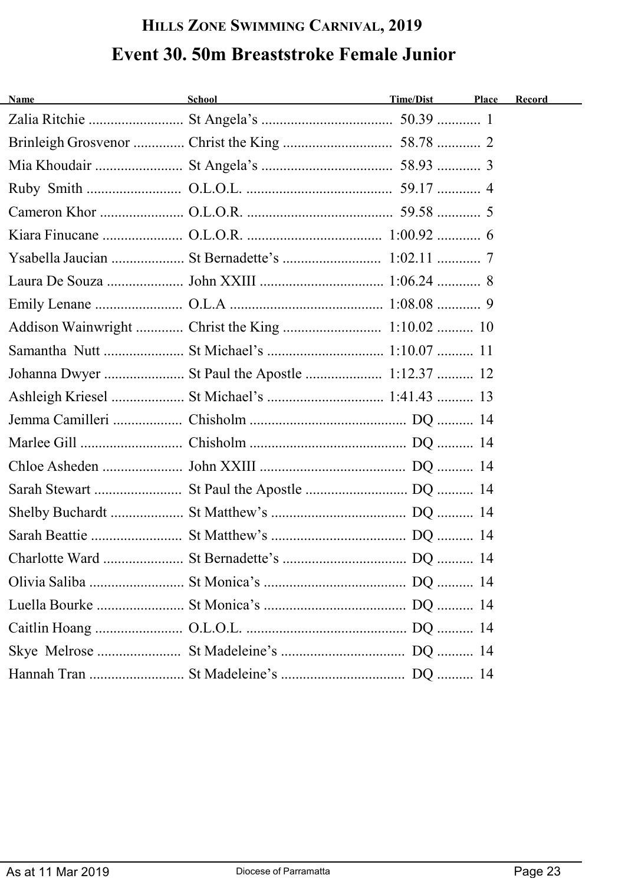## HILLS ZONE SWIMMING CARNIVAL, 2019

# Event 30. 50m Breaststroke Female Junior

| Name | School | Time/Dist | Place | Record |
|---|---|---|---|---|
| Zalia Ritchie | St Angela's | 50.39 | 1 | |
| Brinleigh Grosvenor | Christ the King | 58.78 | 2 | |
| Mia Khoudair | St Angela's | 58.93 | 3 | |
| Ruby Smith | O.L.O.L. | 59.17 | 4 | |
| Cameron Khor | O.L.O.R. | 59.58 | 5 | |
| Kiara Finucane | O.L.O.R. | 1:00.92 | 6 | |
| Ysabella Jaucian | St Bernadette's | 1:02.11 | 7 | |
| Laura De Souza | John XXIII | 1:06.24 | 8 | |
| Emily Lenane | O.L.A | 1:08.08 | 9 | |
| Addison Wainwright | Christ the King | 1:10.02 | 10 | |
| Samantha Nutt | St Michael's | 1:10.07 | 11 | |
| Johanna Dwyer | St Paul the Apostle | 1:12.37 | 12 | |
| Ashleigh Kriesel | St Michael's | 1:41.43 | 13 | |
| Jemma Camilleri | Chisholm | DQ | 14 | |
| Marlee Gill | Chisholm | DQ | 14 | |
| Chloe Asheden | John XXIII | DQ | 14 | |
| Sarah Stewart | St Paul the Apostle | DQ | 14 | |
| Shelby Buchardt | St Matthew's | DQ | 14 | |
| Sarah Beattie | St Matthew's | DQ | 14 | |
| Charlotte Ward | St Bernadette's | DQ | 14 | |
| Olivia Saliba | St Monica's | DQ | 14 | |
| Luella Bourke | St Monica's | DQ | 14 | |
| Caitlin Hoang | O.L.O.L. | DQ | 14 | |
| Skye Melrose | St Madeleine's | DQ | 14 | |
| Hannah Tran | St Madeleine's | DQ | 14 | |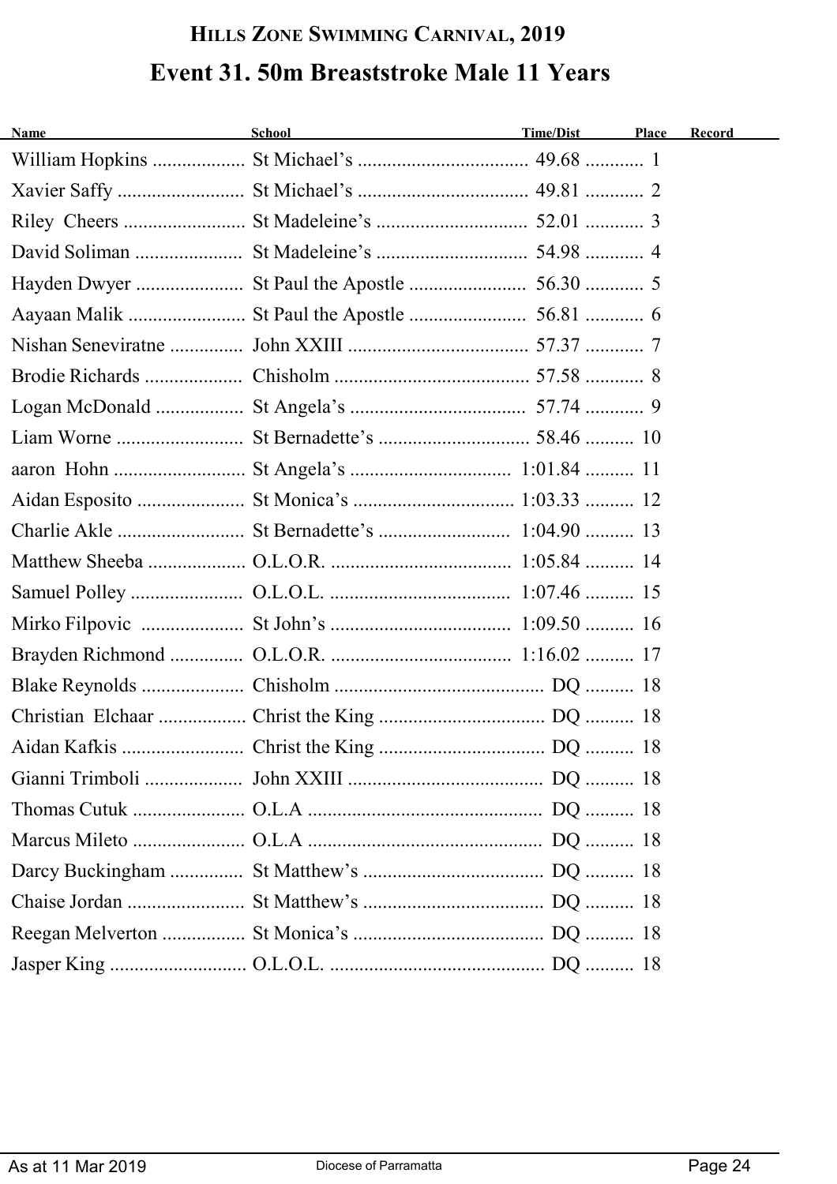# Hills Zone Swimming Carnival, 2019

## Event 31. 50m Breaststroke Male 11 Years

| Name | School | Time/Dist | Place | Record |
|---|---|---|---|---|
| William Hopkins | St Michael's | 49.68 | 1 | |
| Xavier Saffy | St Michael's | 49.81 | 2 | |
| Riley Cheers | St Madeleine's | 52.01 | 3 | |
| David Soliman | St Madeleine's | 54.98 | 4 | |
| Hayden Dwyer | St Paul the Apostle | 56.30 | 5 | |
| Aayaan Malik | St Paul the Apostle | 56.81 | 6 | |
| Nishan Seneviratne | John XXIII | 57.37 | 7 | |
| Brodie Richards | Chisholm | 57.58 | 8 | |
| Logan McDonald | St Angela's | 57.74 | 9 | |
| Liam Worne | St Bernadette's | 58.46 | 10 | |
| aaron Hohn | St Angela's | 1:01.84 | 11 | |
| Aidan Esposito | St Monica's | 1:03.33 | 12 | |
| Charlie Akle | St Bernadette's | 1:04.90 | 13 | |
| Matthew Sheeba | O.L.O.R. | 1:05.84 | 14 | |
| Samuel Polley | O.L.O.L. | 1:07.46 | 15 | |
| Mirko Filpovic | St John's | 1:09.50 | 16 | |
| Brayden Richmond | O.L.O.R. | 1:16.02 | 17 | |
| Blake Reynolds | Chisholm | DQ | 18 | |
| Christian Elchaar | Christ the King | DQ | 18 | |
| Aidan Kafkis | Christ the King | DQ | 18 | |
| Gianni Trimboli | John XXIII | DQ | 18 | |
| Thomas Cutuk | O.L.A | DQ | 18 | |
| Marcus Mileto | O.L.A | DQ | 18 | |
| Darcy Buckingham | St Matthew's | DQ | 18 | |
| Chaise Jordan | St Matthew's | DQ | 18 | |
| Reegan Melverton | St Monica's | DQ | 18 | |
| Jasper King | O.L.O.L. | DQ | 18 | |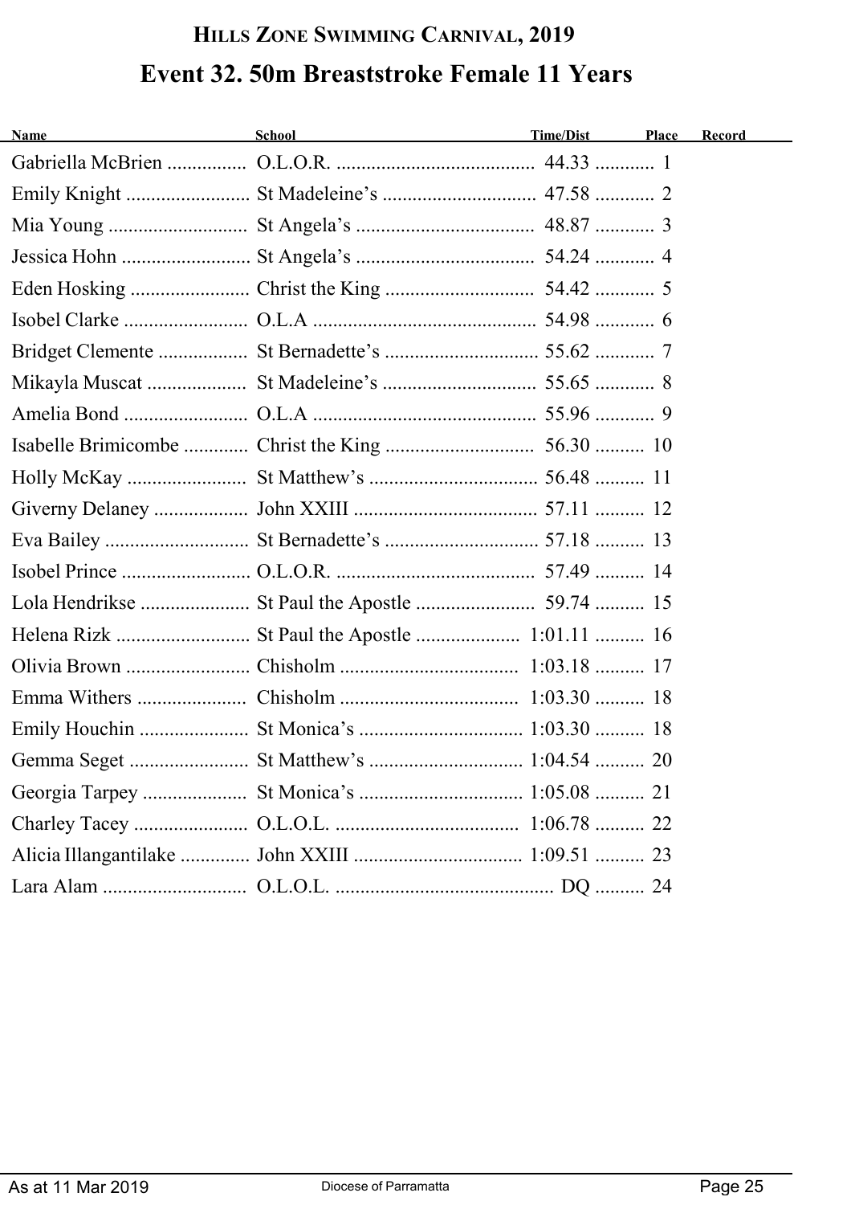## HILLS ZONE SWIMMING CARNIVAL, 2019

# Event 32. 50m Breaststroke Female 11 Years

| Name | School | Time/Dist | Place | Record |
|---|---|---|---|---|
| Gabriella McBrien | O.L.O.R. | 44.33 | 1 | |
| Emily Knight | St Madeleine's | 47.58 | 2 | |
| Mia Young | St Angela's | 48.87 | 3 | |
| Jessica Hohn | St Angela's | 54.24 | 4 | |
| Eden Hosking | Christ the King | 54.42 | 5 | |
| Isobel Clarke | O.L.A | 54.98 | 6 | |
| Bridget Clemente | St Bernadette's | 55.62 | 7 | |
| Mikayla Muscat | St Madeleine's | 55.65 | 8 | |
| Amelia Bond | O.L.A | 55.96 | 9 | |
| Isabelle Brimicombe | Christ the King | 56.30 | 10 | |
| Holly McKay | St Matthew's | 56.48 | 11 | |
| Giverny Delaney | John XXIII | 57.11 | 12 | |
| Eva Bailey | St Bernadette's | 57.18 | 13 | |
| Isobel Prince | O.L.O.R. | 57.49 | 14 | |
| Lola Hendrikse | St Paul the Apostle | 59.74 | 15 | |
| Helena Rizk | St Paul the Apostle | 1:01.11 | 16 | |
| Olivia Brown | Chisholm | 1:03.18 | 17 | |
| Emma Withers | Chisholm | 1:03.30 | 18 | |
| Emily Houchin | St Monica's | 1:03.30 | 18 | |
| Gemma Seget | St Matthew's | 1:04.54 | 20 | |
| Georgia Tarpey | St Monica's | 1:05.08 | 21 | |
| Charley Tacey | O.L.O.L. | 1:06.78 | 22 | |
| Alicia Illangantilake | John XXIII | 1:09.51 | 23 | |
| Lara Alam | O.L.O.L. | DQ | 24 | |

As at 11 Mar 2019 Diocese of Parramatta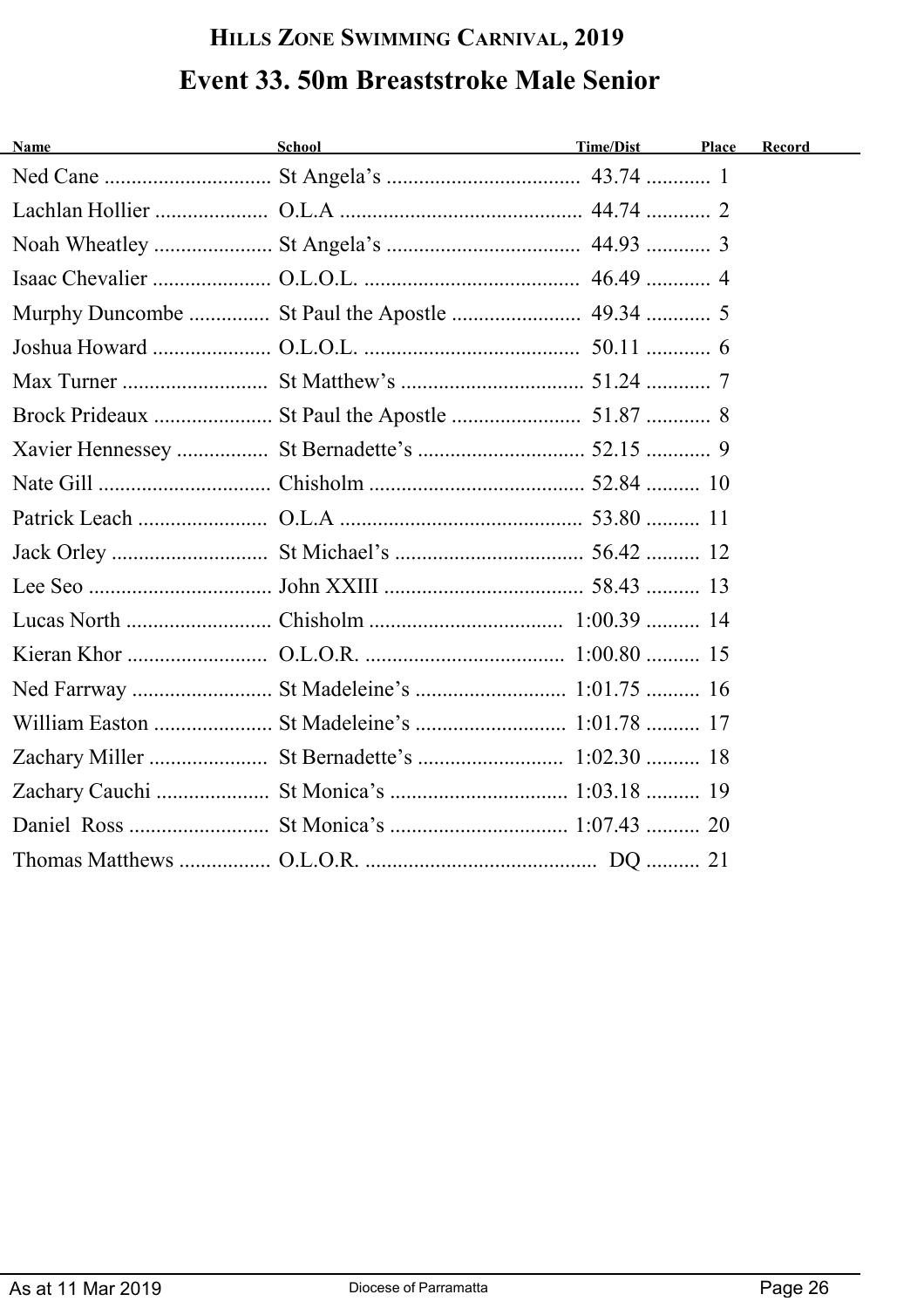## Hills Zone Swimming Carnival, 2019

# Event 33. 50m Breaststroke Male Senior

| Name | School | Time/Dist | Place | Record |
|---|---|---|---|---|
| Ned Cane | St Angela's | 43.74 | 1 | |
| Lachlan Hollier | O.L.A | 44.74 | 2 | |
| Noah Wheatley | St Angela's | 44.93 | 3 | |
| Isaac Chevalier | O.L.O.L. | 46.49 | 4 | |
| Murphy Duncombe | St Paul the Apostle | 49.34 | 5 | |
| Joshua Howard | O.L.O.L. | 50.11 | 6 | |
| Max Turner | St Matthew's | 51.24 | 7 | |
| Brock Prideaux | St Paul the Apostle | 51.87 | 8 | |
| Xavier Hennessey | St Bernadette's | 52.15 | 9 | |
| Nate Gill | Chisholm | 52.84 | 10 | |
| Patrick Leach | O.L.A | 53.80 | 11 | |
| Jack Orley | St Michael's | 56.42 | 12 | |
| Lee Seo | John XXIII | 58.43 | 13 | |
| Lucas North | Chisholm | 1:00.39 | 14 | |
| Kieran Khor | O.L.O.R. | 1:00.80 | 15 | |
| Ned Farrway | St Madeleine's | 1:01.75 | 16 | |
| William Easton | St Madeleine's | 1:01.78 | 17 | |
| Zachary Miller | St Bernadette's | 1:02.30 | 18 | |
| Zachary Cauchi | St Monica's | 1:03.18 | 19 | |
| Daniel Ross | St Monica's | 1:07.43 | 20 | |
| Thomas Matthews | O.L.O.R. | DQ | 21 | |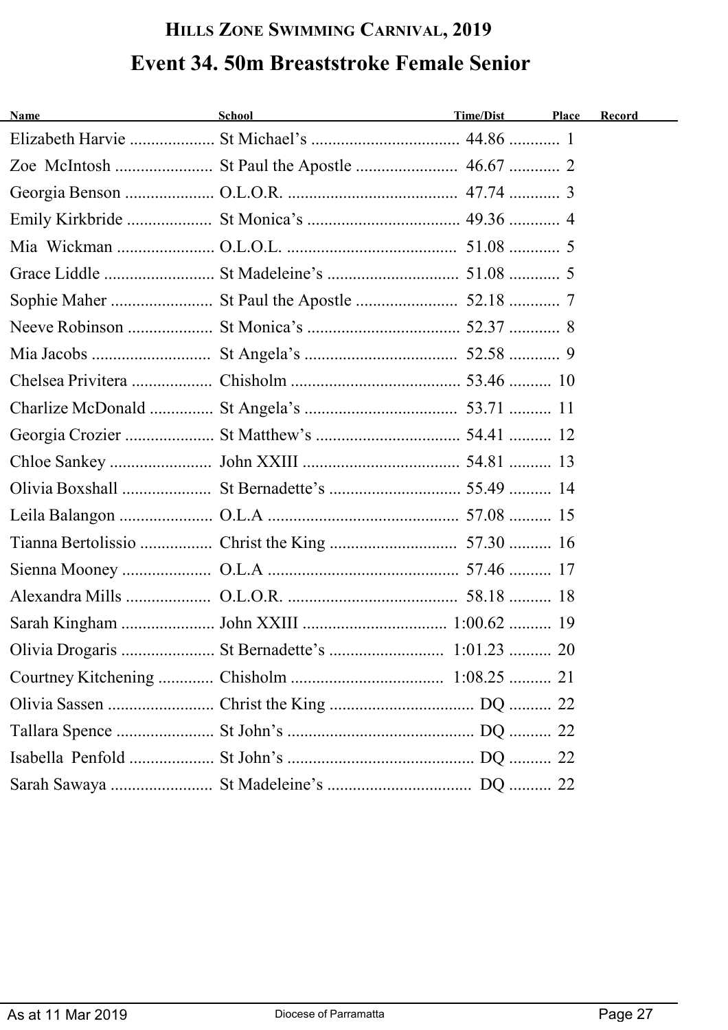## HILLS ZONE SWIMMING CARNIVAL, 2019

# Event 34. 50m Breaststroke Female Senior

| Name | School | Time/Dist | Place | Record |
|---|---|---|---|---|
| Elizabeth Harvie | St Michael's | 44.86 | 1 | |
| Zoe McIntosh | St Paul the Apostle | 46.67 | 2 | |
| Georgia Benson | O.L.O.R. | 47.74 | 3 | |
| Emily Kirkbride | St Monica's | 49.36 | 4 | |
| Mia Wickman | O.L.O.L. | 51.08 | 5 | |
| Grace Liddle | St Madeleine's | 51.08 | 5 | |
| Sophie Maher | St Paul the Apostle | 52.18 | 7 | |
| Neeve Robinson | St Monica's | 52.37 | 8 | |
| Mia Jacobs | St Angela's | 52.58 | 9 | |
| Chelsea Privitera | Chisholm | 53.46 | 10 | |
| Charlize McDonald | St Angela's | 53.71 | 11 | |
| Georgia Crozier | St Matthew's | 54.41 | 12 | |
| Chloe Sankey | John XXIII | 54.81 | 13 | |
| Olivia Boxshall | St Bernadette's | 55.49 | 14 | |
| Leila Balangon | O.L.A | 57.08 | 15 | |
| Tianna Bertolissio | Christ the King | 57.30 | 16 | |
| Sienna Mooney | O.L.A | 57.46 | 17 | |
| Alexandra Mills | O.L.O.R. | 58.18 | 18 | |
| Sarah Kingham | John XXIII | 1:00.62 | 19 | |
| Olivia Drogaris | St Bernadette's | 1:01.23 | 20 | |
| Courtney Kitchening | Chisholm | 1:08.25 | 21 | |
| Olivia Sassen | Christ the King | DQ | 22 | |
| Tallara Spence | St John's | DQ | 22 | |
| Isabella Penfold | St John's | DQ | 22 | |
| Sarah Sawaya | St Madeleine's | DQ | 22 | |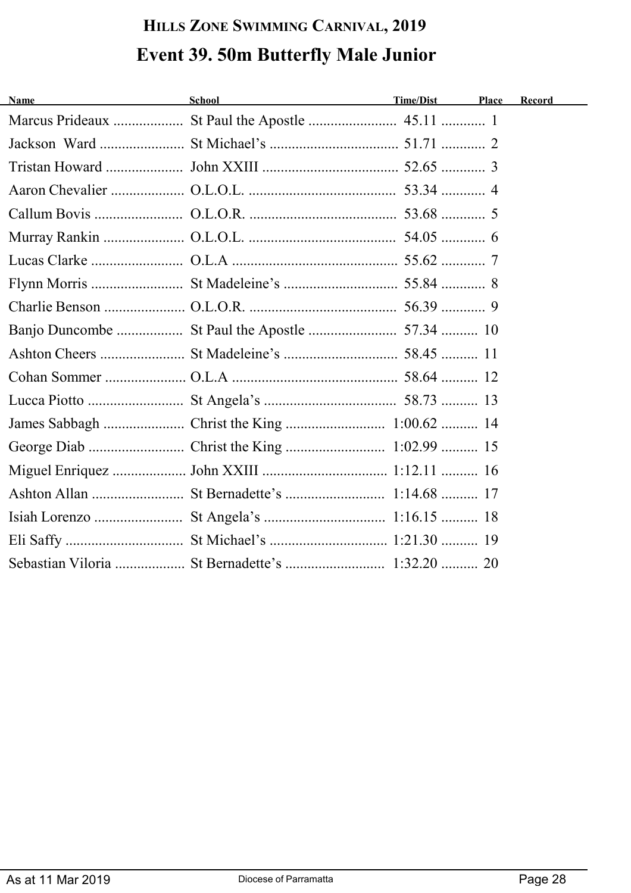## Hills Zone Swimming Carnival, 2019

# Event 39. 50m Butterfly Male Junior

| Name | School | Time/Dist | Place | Record |
|---|---|---|---|---|
| Marcus Prideaux | St Paul the Apostle | 45.11 | 1 | |
| Jackson Ward | St Michael's | 51.71 | 2 | |
| Tristan Howard | John XXIII | 52.65 | 3 | |
| Aaron Chevalier | O.L.O.L. | 53.34 | 4 | |
| Callum Bovis | O.L.O.R. | 53.68 | 5 | |
| Murray Rankin | O.L.O.L. | 54.05 | 6 | |
| Lucas Clarke | O.L.A | 55.62 | 7 | |
| Flynn Morris | St Madeleine's | 55.84 | 8 | |
| Charlie Benson | O.L.O.R. | 56.39 | 9 | |
| Banjo Duncombe | St Paul the Apostle | 57.34 | 10 | |
| Ashton Cheers | St Madeleine's | 58.45 | 11 | |
| Cohan Sommer | O.L.A | 58.64 | 12 | |
| Lucca Piotto | St Angela's | 58.73 | 13 | |
| James Sabbagh | Christ the King | 1:00.62 | 14 | |
| George Diab | Christ the King | 1:02.99 | 15 | |
| Miguel Enriquez | John XXIII | 1:12.11 | 16 | |
| Ashton Allan | St Bernadette's | 1:14.68 | 17 | |
| Isiah Lorenzo | St Angela's | 1:16.15 | 18 | |
| Eli Saffy | St Michael's | 1:21.30 | 19 | |
| Sebastian Viloria | St Bernadette's | 1:32.20 | 20 | |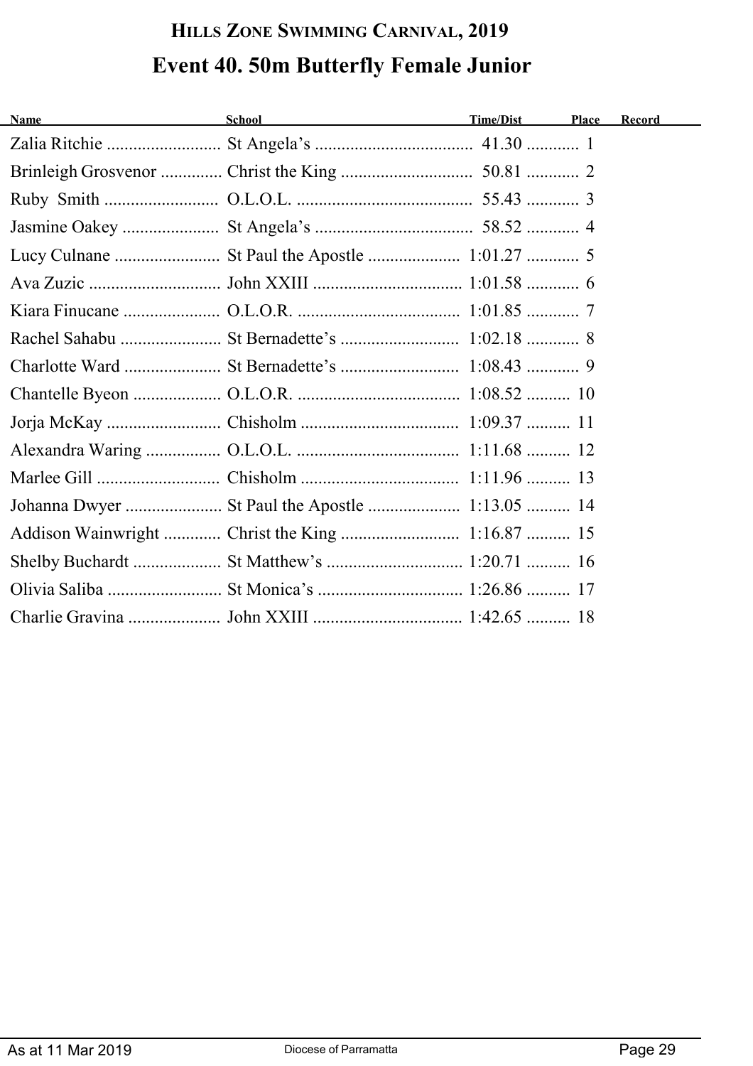# Hills Zone Swimming Carnival, 2019

## Event 40. 50m Butterfly Female Junior

| Name | School | Time/Dist | Place | Record |
|---|---|---|---|---|
| Zalia Ritchie | St Angela's | 41.30 | 1 | |
| Brinleigh Grosvenor | Christ the King | 50.81 | 2 | |
| Ruby Smith | O.L.O.L. | 55.43 | 3 | |
| Jasmine Oakey | St Angela's | 58.52 | 4 | |
| Lucy Culnane | St Paul the Apostle | 1:01.27 | 5 | |
| Ava Zuzic | John XXIII | 1:01.58 | 6 | |
| Kiara Finucane | O.L.O.R. | 1:01.85 | 7 | |
| Rachel Sahabu | St Bernadette's | 1:02.18 | 8 | |
| Charlotte Ward | St Bernadette's | 1:08.43 | 9 | |
| Chantelle Byeon | O.L.O.R. | 1:08.52 | 10 | |
| Jorja McKay | Chisholm | 1:09.37 | 11 | |
| Alexandra Waring | O.L.O.L. | 1:11.68 | 12 | |
| Marlee Gill | Chisholm | 1:11.96 | 13 | |
| Johanna Dwyer | St Paul the Apostle | 1:13.05 | 14 | |
| Addison Wainwright | Christ the King | 1:16.87 | 15 | |
| Shelby Buchardt | St Matthew's | 1:20.71 | 16 | |
| Olivia Saliba | St Monica's | 1:26.86 | 17 | |
| Charlie Gravina | John XXIII | 1:42.65 | 18 | |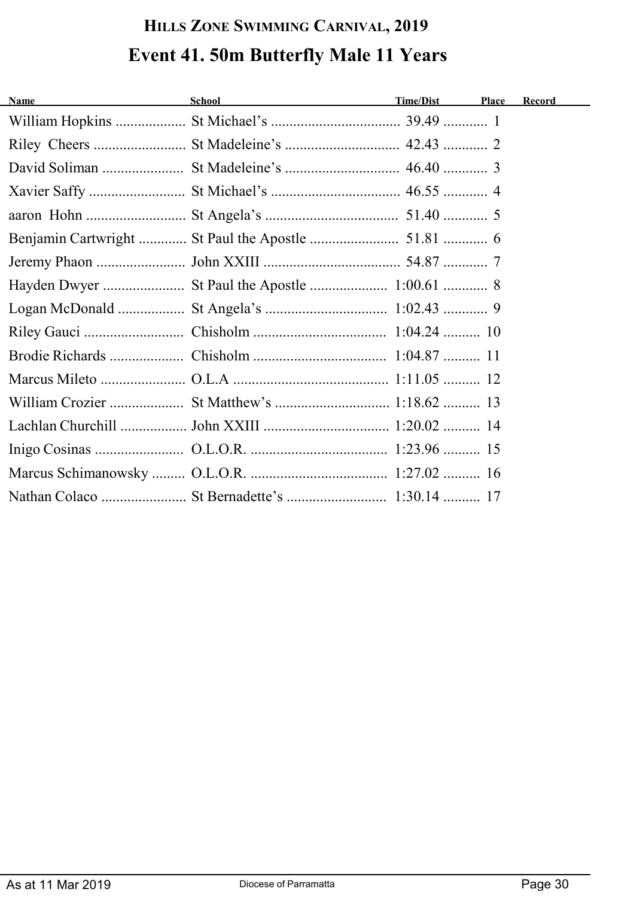# Hills Zone Swimming Carnival, 2019

## Event 41. 50m Butterfly Male 11 Years

| Name | School | Time/Dist | Place | Record |
|---|---|---|---|---|
| William Hopkins | St Michael's | 39.49 | 1 | |
| Riley Cheers | St Madeleine's | 42.43 | 2 | |
| David Soliman | St Madeleine's | 46.40 | 3 | |
| Xavier Saffy | St Michael's | 46.55 | 4 | |
| aaron Hohn | St Angela's | 51.40 | 5 | |
| Benjamin Cartwright | St Paul the Apostle | 51.81 | 6 | |
| Jeremy Phaon | John XXIII | 54.87 | 7 | |
| Hayden Dwyer | St Paul the Apostle | 1:00.61 | 8 | |
| Logan McDonald | St Angela's | 1:02.43 | 9 | |
| Riley Gauci | Chisholm | 1:04.24 | 10 | |
| Brodie Richards | Chisholm | 1:04.87 | 11 | |
| Marcus Mileto | O.L.A | 1:11.05 | 12 | |
| William Crozier | St Matthew's | 1:18.62 | 13 | |
| Lachlan Churchill | John XXIII | 1:20.02 | 14 | |
| Inigo Cosinas | O.L.O.R. | 1:23.96 | 15 | |
| Marcus Schimanowsky | O.L.O.R. | 1:27.02 | 16 | |
| Nathan Colaco | St Bernadette's | 1:30.14 | 17 | |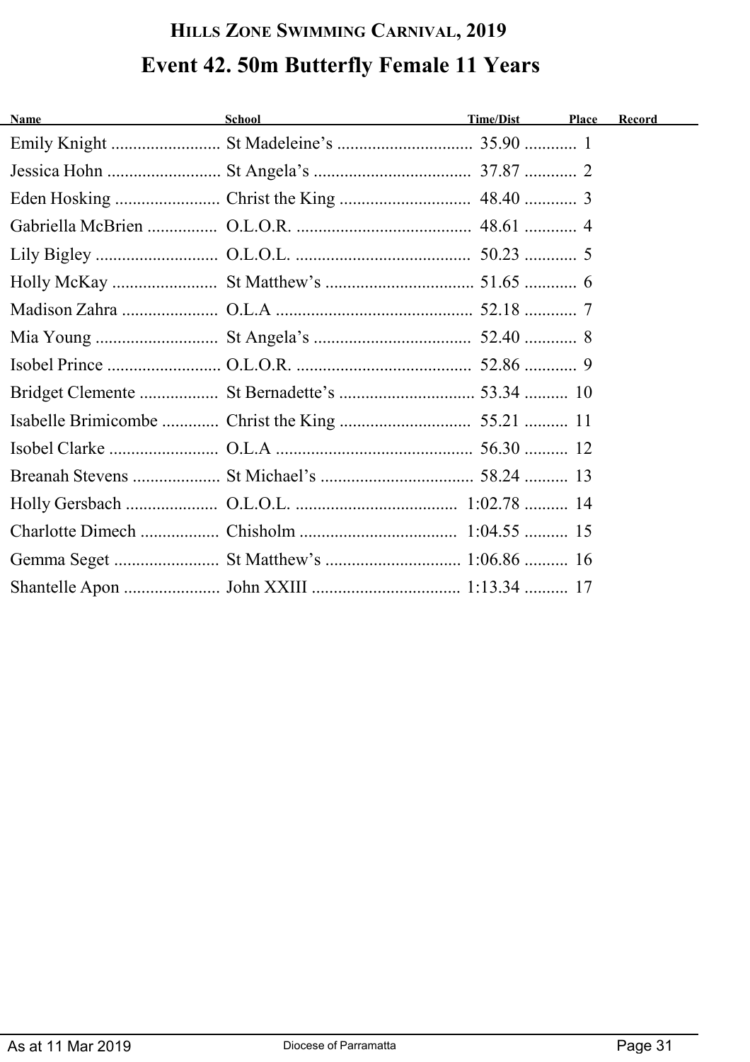## Hills Zone Swimming Carnival, 2019

# Event 42. 50m Butterfly Female 11 Years

| Name | School | Time/Dist | Place | Record |
|---|---|---|---|---|
| Emily Knight | St Madeleine's | 35.90 | 1 | |
| Jessica Hohn | St Angela's | 37.87 | 2 | |
| Eden Hosking | Christ the King | 48.40 | 3 | |
| Gabriella McBrien | O.L.O.R. | 48.61 | 4 | |
| Lily Bigley | O.L.O.L. | 50.23 | 5 | |
| Holly McKay | St Matthew's | 51.65 | 6 | |
| Madison Zahra | O.L.A | 52.18 | 7 | |
| Mia Young | St Angela's | 52.40 | 8 | |
| Isobel Prince | O.L.O.R. | 52.86 | 9 | |
| Bridget Clemente | St Bernadette's | 53.34 | 10 | |
| Isabelle Brimicombe | Christ the King | 55.21 | 11 | |
| Isobel Clarke | O.L.A | 56.30 | 12 | |
| Breanah Stevens | St Michael's | 58.24 | 13 | |
| Holly Gersbach | O.L.O.L. | 1:02.78 | 14 | |
| Charlotte Dimech | Chisholm | 1:04.55 | 15 | |
| Gemma Seget | St Matthew's | 1:06.86 | 16 | |
| Shantelle Apon | John XXIII | 1:13.34 | 17 | |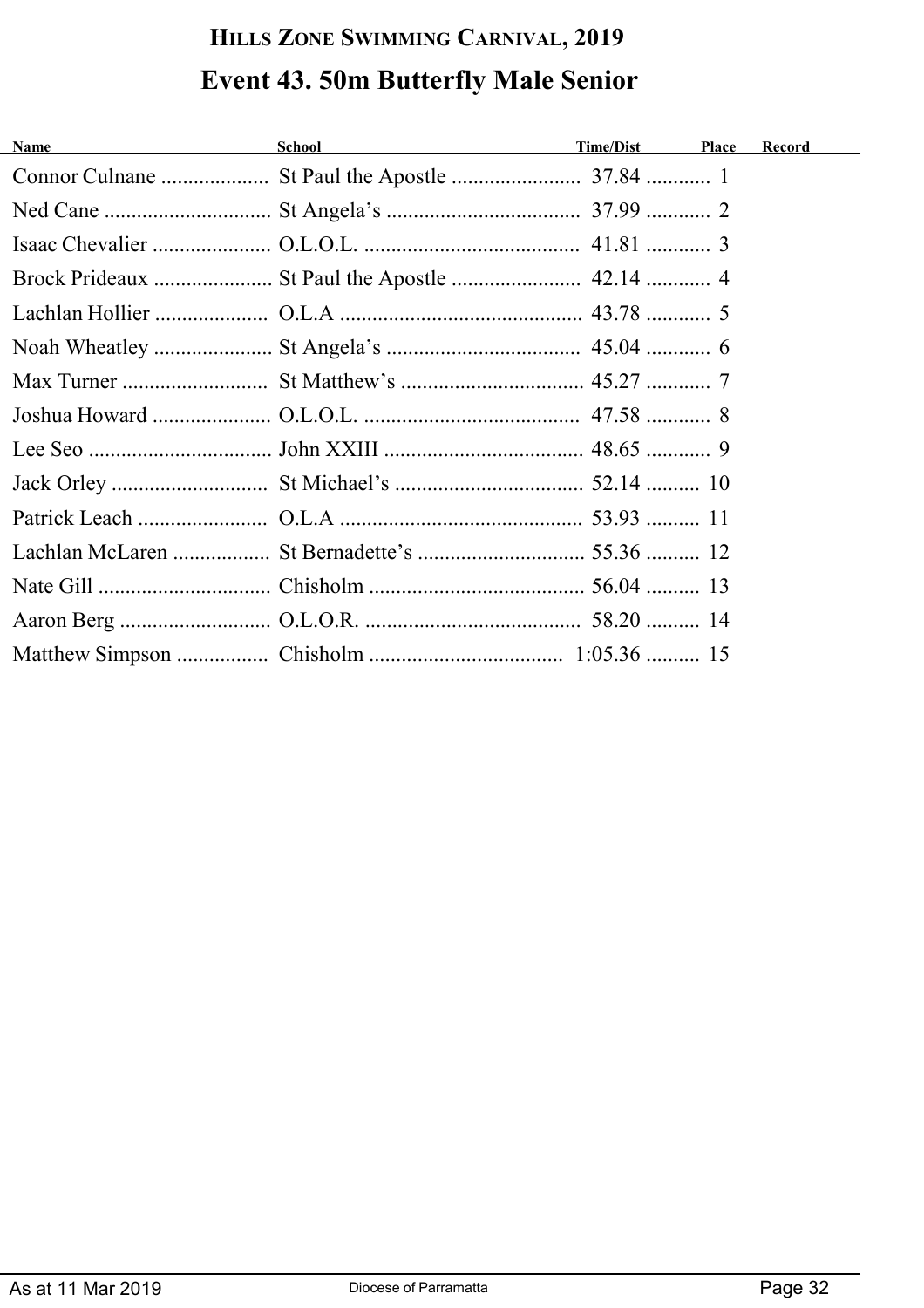## HILLS ZONE SWIMMING CARNIVAL, 2019

# Event 43. 50m Butterfly Male Senior

| Name | School | Time/Dist | Place | Record |
|---|---|---|---|---|
| Connor Culnane | St Paul the Apostle | 37.84 | 1 | |
| Ned Cane | St Angela's | 37.99 | 2 | |
| Isaac Chevalier | O.L.O.L. | 41.81 | 3 | |
| Brock Prideaux | St Paul the Apostle | 42.14 | 4 | |
| Lachlan Hollier | O.L.A | 43.78 | 5 | |
| Noah Wheatley | St Angela's | 45.04 | 6 | |
| Max Turner | St Matthew's | 45.27 | 7 | |
| Joshua Howard | O.L.O.L. | 47.58 | 8 | |
| Lee Seo | John XXIII | 48.65 | 9 | |
| Jack Orley | St Michael's | 52.14 | 10 | |
| Patrick Leach | O.L.A | 53.93 | 11 | |
| Lachlan McLaren | St Bernadette's | 55.36 | 12 | |
| Nate Gill | Chisholm | 56.04 | 13 | |
| Aaron Berg | O.L.O.R. | 58.20 | 14 | |
| Matthew Simpson | Chisholm | 1:05.36 | 15 | |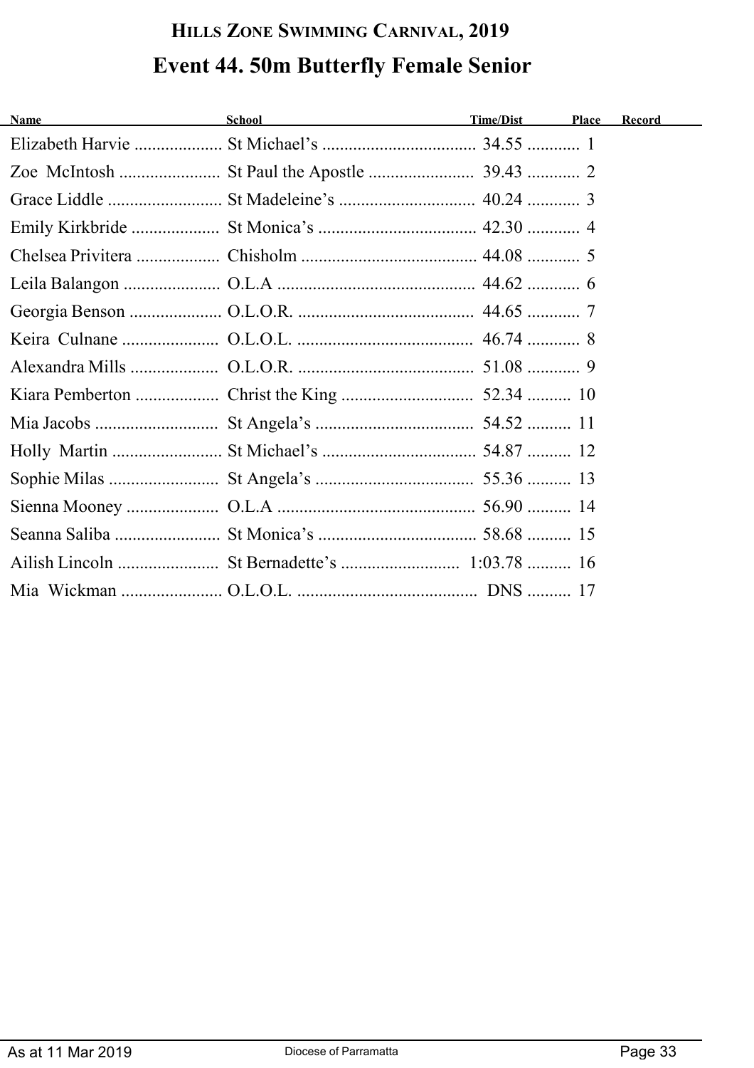# HILLS ZONE SWIMMING CARNIVAL, 2019

## Event 44. 50m Butterfly Female Senior

| Name | School | Time/Dist | Place | Record |
|---|---|---|---|---|
| Elizabeth Harvie | St Michael's | 34.55 | 1 | |
| Zoe McIntosh | St Paul the Apostle | 39.43 | 2 | |
| Grace Liddle | St Madeleine's | 40.24 | 3 | |
| Emily Kirkbride | St Monica's | 42.30 | 4 | |
| Chelsea Privitera | Chisholm | 44.08 | 5 | |
| Leila Balangon | O.L.A | 44.62 | 6 | |
| Georgia Benson | O.L.O.R. | 44.65 | 7 | |
| Keira Culnane | O.L.O.L. | 46.74 | 8 | |
| Alexandra Mills | O.L.O.R. | 51.08 | 9 | |
| Kiara Pemberton | Christ the King | 52.34 | 10 | |
| Mia Jacobs | St Angela's | 54.52 | 11 | |
| Holly Martin | St Michael's | 54.87 | 12 | |
| Sophie Milas | St Angela's | 55.36 | 13 | |
| Sienna Mooney | O.L.A | 56.90 | 14 | |
| Seanna Saliba | St Monica's | 58.68 | 15 | |
| Ailish Lincoln | St Bernadette's | 1:03.78 | 16 | |
| Mia Wickman | O.L.O.L. | DNS | 17 | |

As at 11 Mar 2019 — Diocese of Parramatta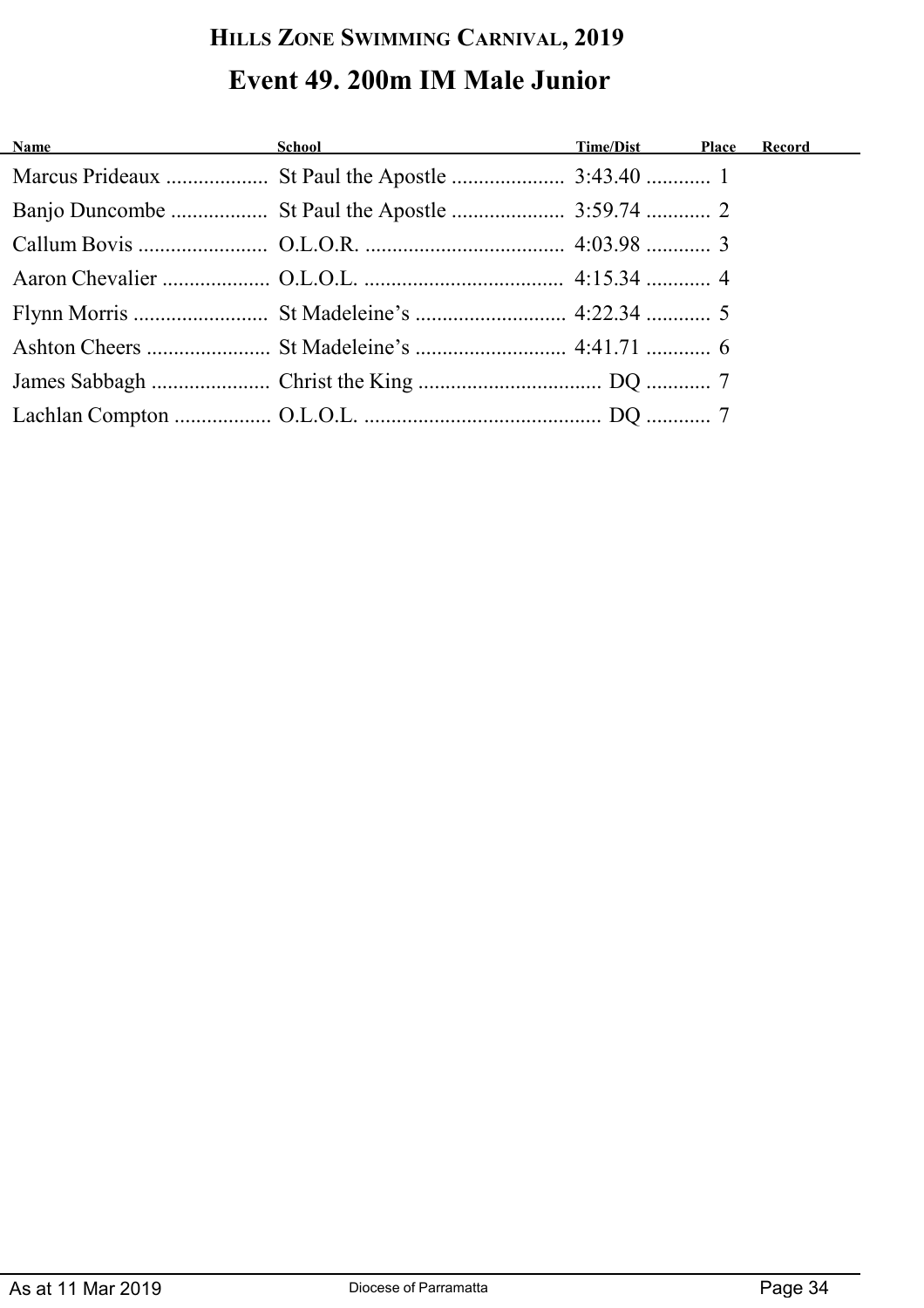# HILLS ZONE SWIMMING CARNIVAL, 2019

## Event 49. 200m IM Male Junior

| Name | School | Time/Dist | Place | Record |
|---|---|---|---|---|
| Marcus Prideaux | St Paul the Apostle | 3:43.40 | 1 | |
| Banjo Duncombe | St Paul the Apostle | 3:59.74 | 2 | |
| Callum Bovis | O.L.O.R. | 4:03.98 | 3 | |
| Aaron Chevalier | O.L.O.L. | 4:15.34 | 4 | |
| Flynn Morris | St Madeleine's | 4:22.34 | 5 | |
| Ashton Cheers | St Madeleine's | 4:41.71 | 6 | |
| James Sabbagh | Christ the King | DQ | 7 | |
| Lachlan Compton | O.L.O.L. | DQ | 7 | |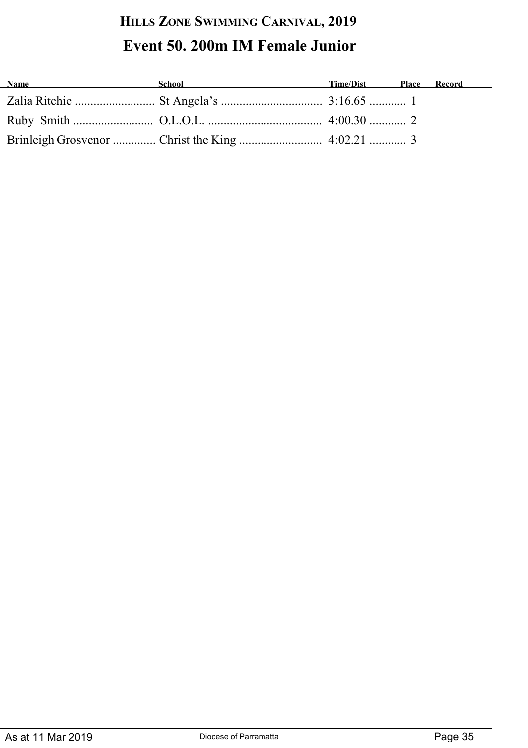# HILLS ZONE SWIMMING CARNIVAL, 2019

## Event 50. 200m IM Female Junior

| Name | School | Time/Dist | Place | Record |
|---|---|---|---|---|
| Zalia Ritchie | St Angela's | 3:16.65 | 1 | |
| Ruby Smith | O.L.O.L. | 4:00.30 | 2 | |
| Brinleigh Grosvenor | Christ the King | 4:02.21 | 3 | |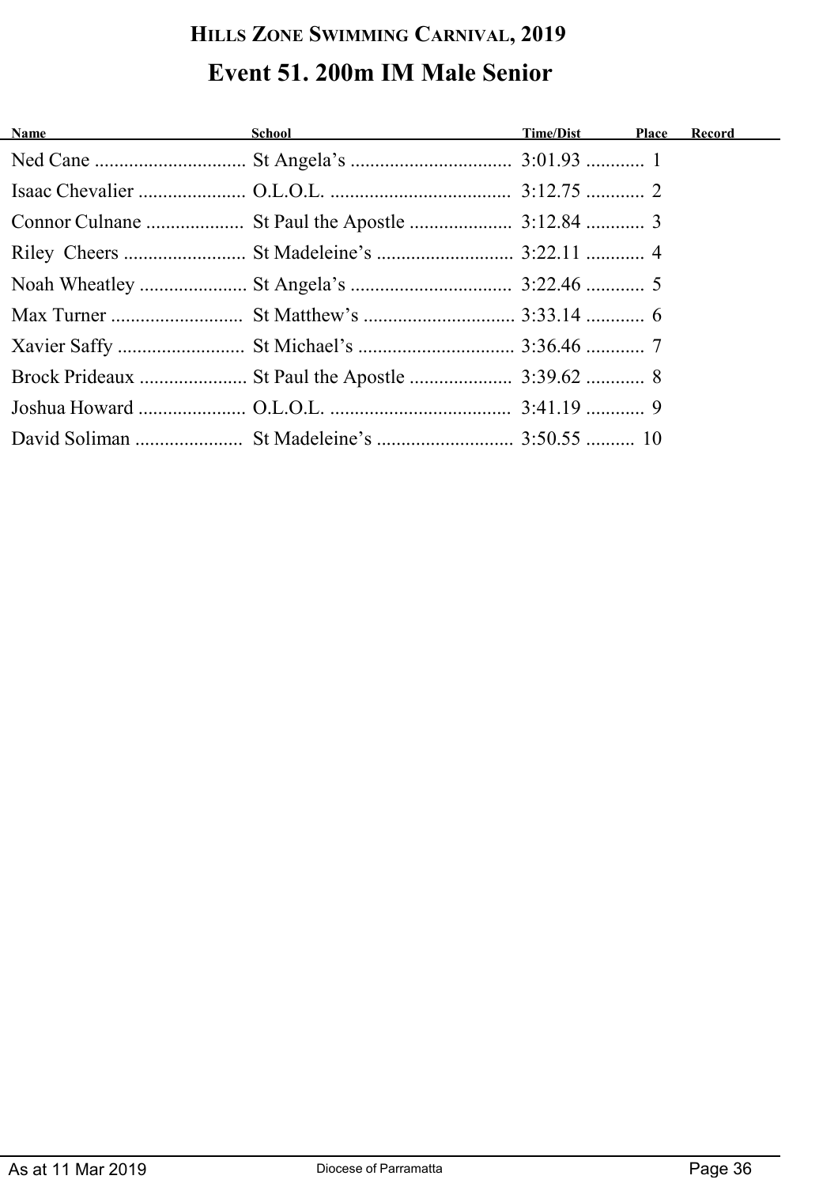# Hills Zone Swimming Carnival, 2019

## Event 51. 200m IM Male Senior

| Name | School | Time/Dist | Place | Record |
|---|---|---|---|---|
| Ned Cane | St Angela's | 3:01.93 | 1 | |
| Isaac Chevalier | O.L.O.L. | 3:12.75 | 2 | |
| Connor Culnane | St Paul the Apostle | 3:12.84 | 3 | |
| Riley Cheers | St Madeleine's | 3:22.11 | 4 | |
| Noah Wheatley | St Angela's | 3:22.46 | 5 | |
| Max Turner | St Matthew's | 3:33.14 | 6 | |
| Xavier Saffy | St Michael's | 3:36.46 | 7 | |
| Brock Prideaux | St Paul the Apostle | 3:39.62 | 8 | |
| Joshua Howard | O.L.O.L. | 3:41.19 | 9 | |
| David Soliman | St Madeleine's | 3:50.55 | 10 | |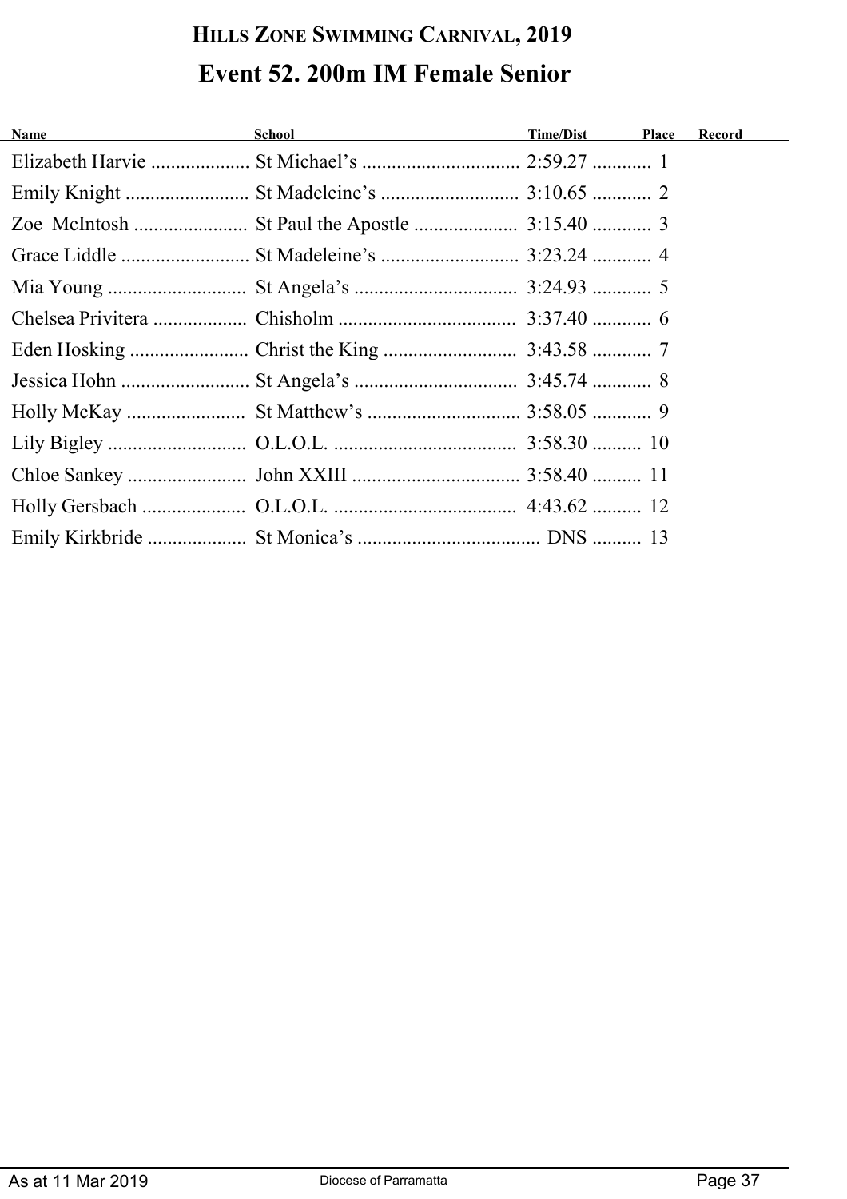# Hills Zone Swimming Carnival, 2019

## Event 52. 200m IM Female Senior

| Name | School | Time/Dist | Place | Record |
|---|---|---|---|---|
| Elizabeth Harvie | St Michael's | 2:59.27 | 1 | |
| Emily Knight | St Madeleine's | 3:10.65 | 2 | |
| Zoe McIntosh | St Paul the Apostle | 3:15.40 | 3 | |
| Grace Liddle | St Madeleine's | 3:23.24 | 4 | |
| Mia Young | St Angela's | 3:24.93 | 5 | |
| Chelsea Privitera | Chisholm | 3:37.40 | 6 | |
| Eden Hosking | Christ the King | 3:43.58 | 7 | |
| Jessica Hohn | St Angela's | 3:45.74 | 8 | |
| Holly McKay | St Matthew's | 3:58.05 | 9 | |
| Lily Bigley | O.L.O.L. | 3:58.30 | 10 | |
| Chloe Sankey | John XXIII | 3:58.40 | 11 | |
| Holly Gersbach | O.L.O.L. | 4:43.62 | 12 | |
| Emily Kirkbride | St Monica's | DNS | 13 | |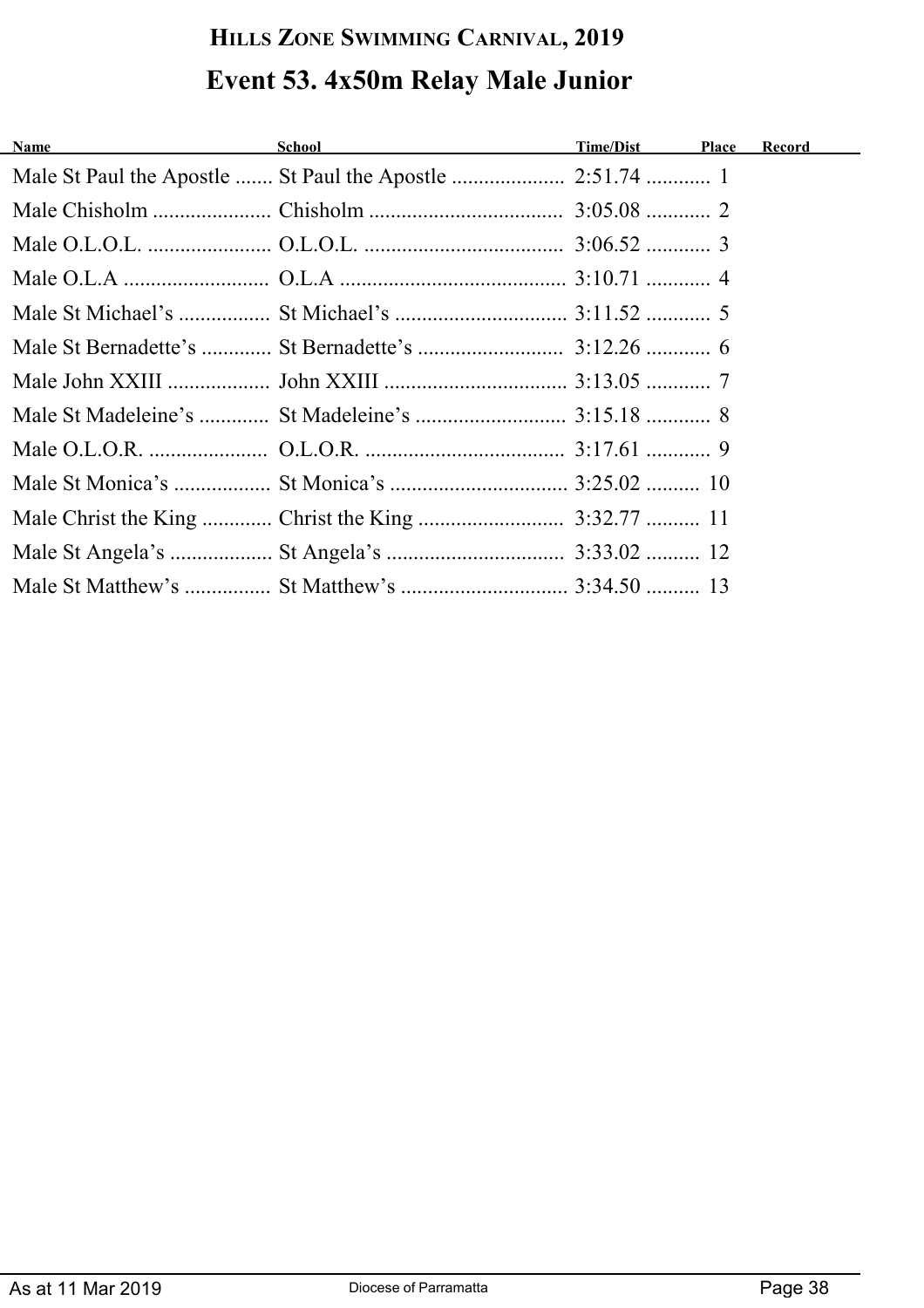## HILLS ZONE SWIMMING CARNIVAL, 2019

# Event 53. 4x50m Relay Male Junior

| Name | School | Time/Dist | Place | Record |
|---|---|---|---|---|
| Male St Paul the Apostle | St Paul the Apostle | 2:51.74 | 1 | |
| Male Chisholm | Chisholm | 3:05.08 | 2 | |
| Male O.L.O.L. | O.L.O.L. | 3:06.52 | 3 | |
| Male O.L.A | O.L.A | 3:10.71 | 4 | |
| Male St Michael’s | St Michael’s | 3:11.52 | 5 | |
| Male St Bernadette’s | St Bernadette’s | 3:12.26 | 6 | |
| Male John XXIII | John XXIII | 3:13.05 | 7 | |
| Male St Madeleine’s | St Madeleine’s | 3:15.18 | 8 | |
| Male O.L.O.R. | O.L.O.R. | 3:17.61 | 9 | |
| Male St Monica’s | St Monica’s | 3:25.02 | 10 | |
| Male Christ the King | Christ the King | 3:32.77 | 11 | |
| Male St Angela’s | St Angela’s | 3:33.02 | 12 | |
| Male St Matthew’s | St Matthew’s | 3:34.50 | 13 | |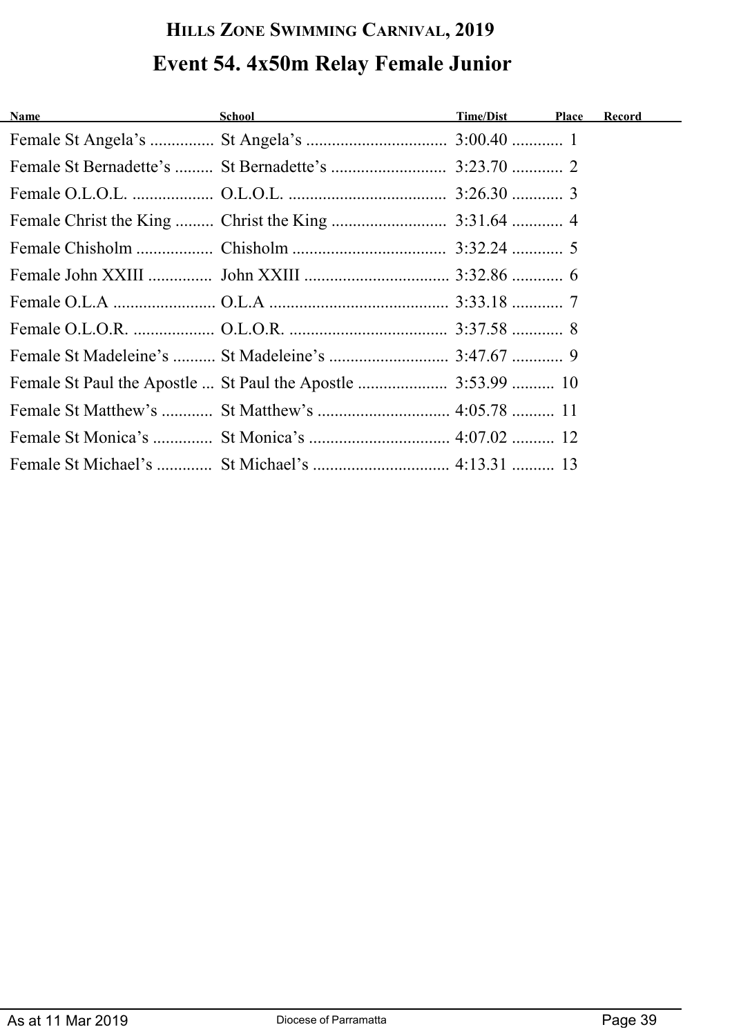# Hills Zone Swimming Carnival, 2019

## Event 54. 4x50m Relay Female Junior

| Name | School | Time/Dist | Place | Record |
|---|---|---|---|---|
| Female St Angela's | St Angela's | 3:00.40 | 1 | |
| Female St Bernadette's | St Bernadette's | 3:23.70 | 2 | |
| Female O.L.O.L. | O.L.O.L. | 3:26.30 | 3 | |
| Female Christ the King | Christ the King | 3:31.64 | 4 | |
| Female Chisholm | Chisholm | 3:32.24 | 5 | |
| Female John XXIII | John XXIII | 3:32.86 | 6 | |
| Female O.L.A | O.L.A | 3:33.18 | 7 | |
| Female O.L.O.R. | O.L.O.R. | 3:37.58 | 8 | |
| Female St Madeleine's | St Madeleine's | 3:47.67 | 9 | |
| Female St Paul the Apostle | St Paul the Apostle | 3:53.99 | 10 | |
| Female St Matthew's | St Matthew's | 4:05.78 | 11 | |
| Female St Monica's | St Monica's | 4:07.02 | 12 | |
| Female St Michael's | St Michael's | 4:13.31 | 13 | |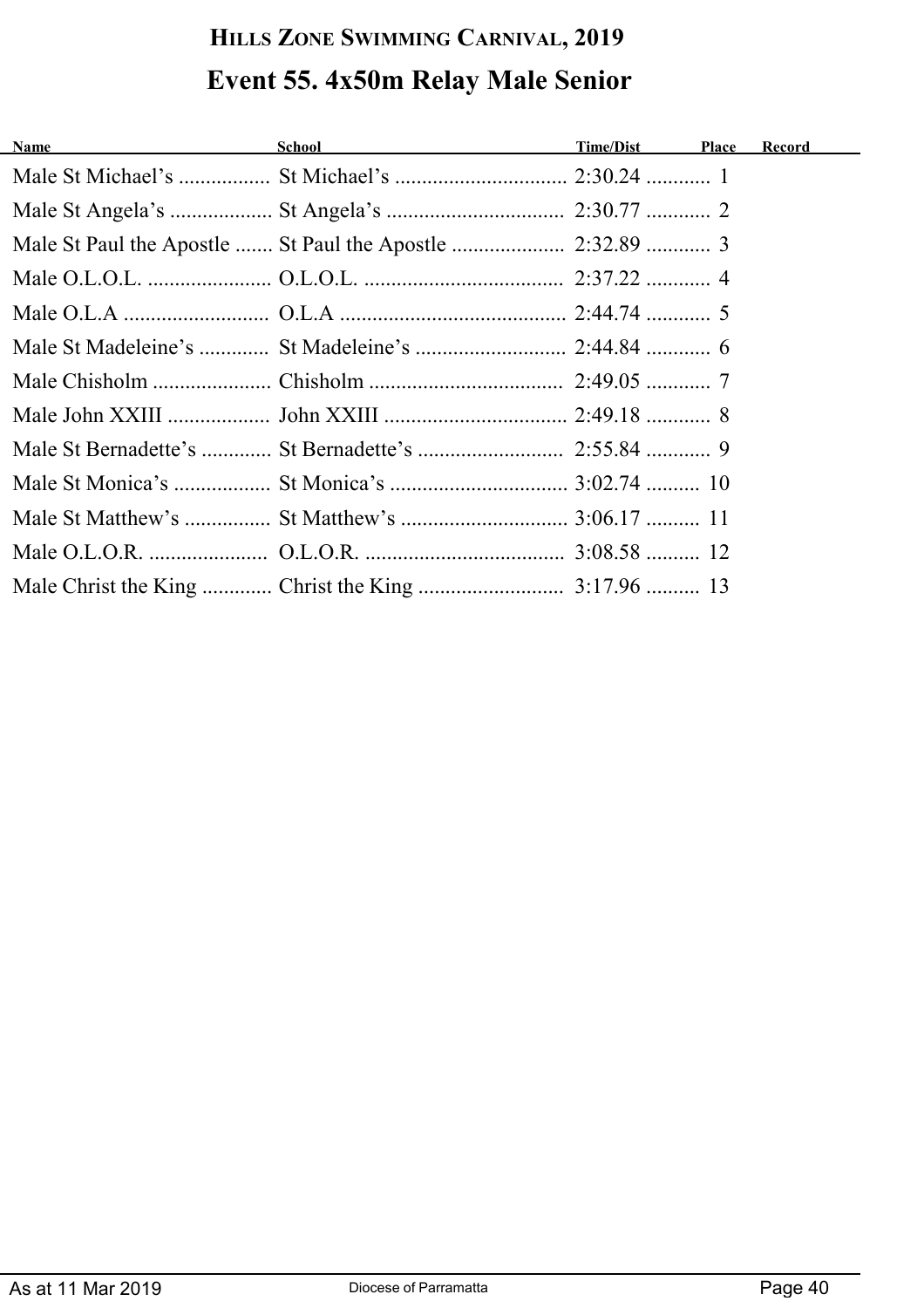# Hills Zone Swimming Carnival, 2019

## Event 55. 4x50m Relay Male Senior

| Name | School | Time/Dist | Place | Record |
|---|---|---|---|---|
| Male St Michael's | St Michael's | 2:30.24 | 1 | |
| Male St Angela's | St Angela's | 2:30.77 | 2 | |
| Male St Paul the Apostle | St Paul the Apostle | 2:32.89 | 3 | |
| Male O.L.O.L. | O.L.O.L. | 2:37.22 | 4 | |
| Male O.L.A | O.L.A | 2:44.74 | 5 | |
| Male St Madeleine's | St Madeleine's | 2:44.84 | 6 | |
| Male Chisholm | Chisholm | 2:49.05 | 7 | |
| Male John XXIII | John XXIII | 2:49.18 | 8 | |
| Male St Bernadette's | St Bernadette's | 2:55.84 | 9 | |
| Male St Monica's | St Monica's | 3:02.74 | 10 | |
| Male St Matthew's | St Matthew's | 3:06.17 | 11 | |
| Male O.L.O.R. | O.L.O.R. | 3:08.58 | 12 | |
| Male Christ the King | Christ the King | 3:17.96 | 13 | |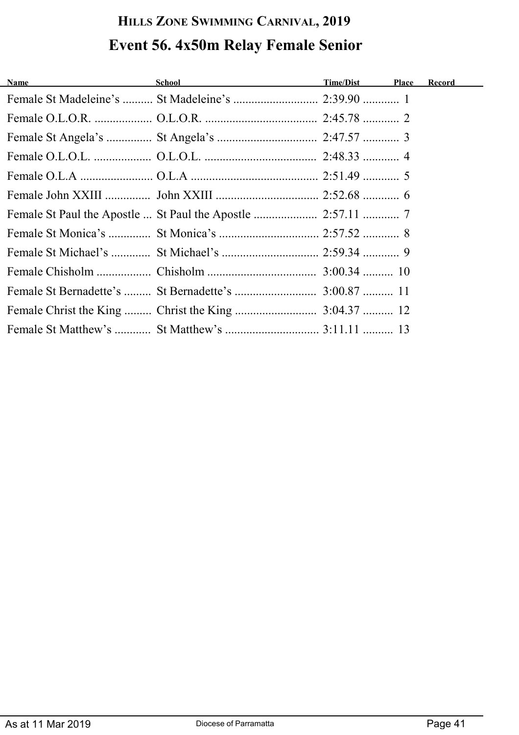## Hills Zone Swimming Carnival, 2019

# Event 56. 4x50m Relay Female Senior

| Name | School | Time/Dist | Place | Record |
|---|---|---|---|---|
| Female St Madeleine's | St Madeleine's | 2:39.90 | 1 | |
| Female O.L.O.R. | O.L.O.R. | 2:45.78 | 2 | |
| Female St Angela's | St Angela's | 2:47.57 | 3 | |
| Female O.L.O.L. | O.L.O.L. | 2:48.33 | 4 | |
| Female O.L.A | O.L.A | 2:51.49 | 5 | |
| Female John XXIII | John XXIII | 2:52.68 | 6 | |
| Female St Paul the Apostle | St Paul the Apostle | 2:57.11 | 7 | |
| Female St Monica's | St Monica's | 2:57.52 | 8 | |
| Female St Michael's | St Michael's | 2:59.34 | 9 | |
| Female Chisholm | Chisholm | 3:00.34 | 10 | |
| Female St Bernadette's | St Bernadette's | 3:00.87 | 11 | |
| Female Christ the King | Christ the King | 3:04.37 | 12 | |
| Female St Matthew's | St Matthew's | 3:11.11 | 13 | |